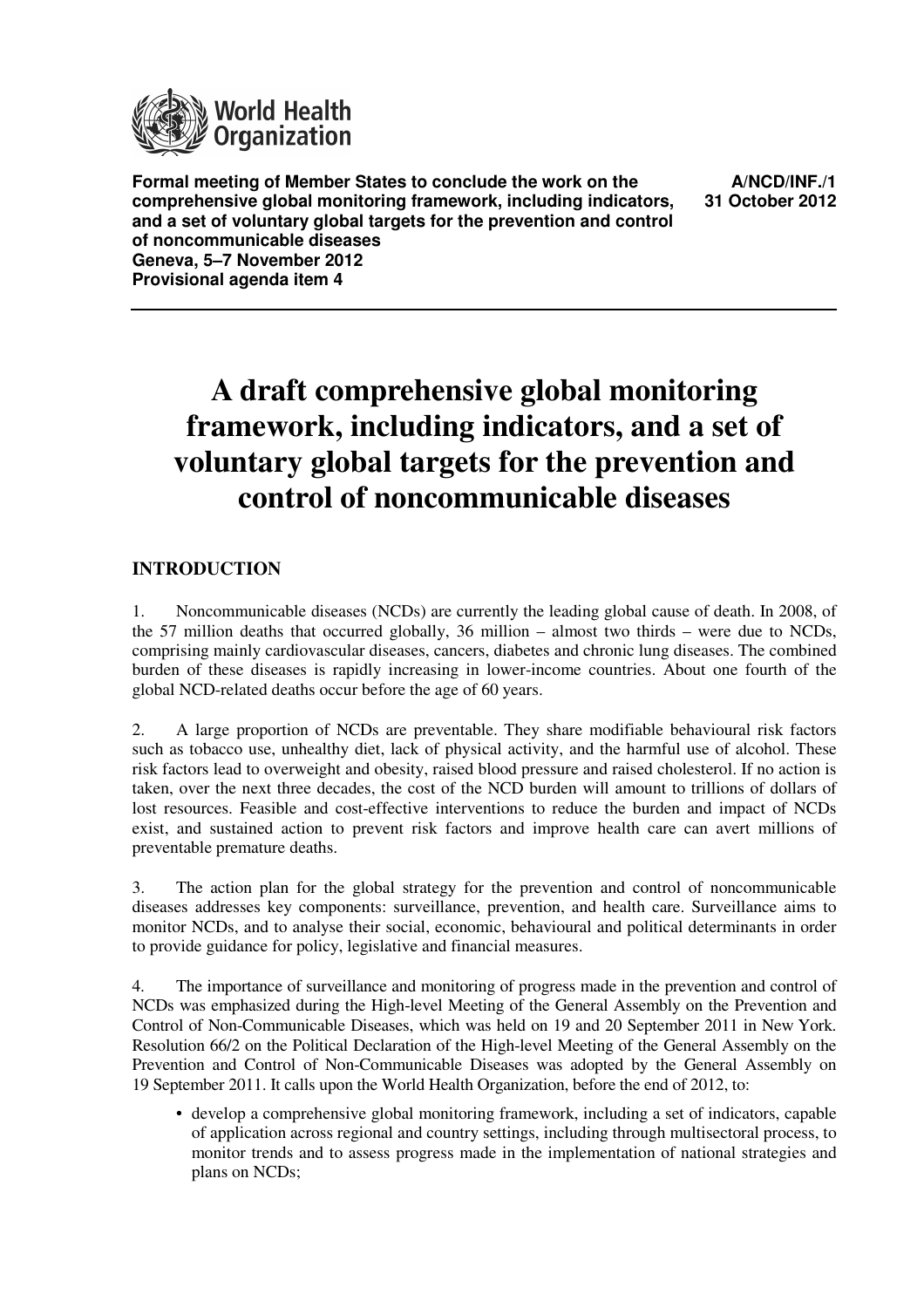World Health Organization

**Formal meeting of Member States to conclude the work on the comprehensive global monitoring framework, including indicators, and a set of voluntary global targets for the prevention and control of noncommunicable diseases**
**Geneva, 5–7 November 2012**
**Provisional agenda item 4**

**A/NCD/INF./1**
**31 October 2012**

# A draft comprehensive global monitoring framework, including indicators, and a set of voluntary global targets for the prevention and control of noncommunicable diseases

## INTRODUCTION

1. Noncommunicable diseases (NCDs) are currently the leading global cause of death. In 2008, of the 57 million deaths that occurred globally, 36 million – almost two thirds – were due to NCDs, comprising mainly cardiovascular diseases, cancers, diabetes and chronic lung diseases. The combined burden of these diseases is rapidly increasing in lower-income countries. About one fourth of the global NCD-related deaths occur before the age of 60 years.

2. A large proportion of NCDs are preventable. They share modifiable behavioural risk factors such as tobacco use, unhealthy diet, lack of physical activity, and the harmful use of alcohol. These risk factors lead to overweight and obesity, raised blood pressure and raised cholesterol. If no action is taken, over the next three decades, the cost of the NCD burden will amount to trillions of dollars of lost resources. Feasible and cost-effective interventions to reduce the burden and impact of NCDs exist, and sustained action to prevent risk factors and improve health care can avert millions of preventable premature deaths.

3. The action plan for the global strategy for the prevention and control of noncommunicable diseases addresses key components: surveillance, prevention, and health care. Surveillance aims to monitor NCDs, and to analyse their social, economic, behavioural and political determinants in order to provide guidance for policy, legislative and financial measures.

4. The importance of surveillance and monitoring of progress made in the prevention and control of NCDs was emphasized during the High-level Meeting of the General Assembly on the Prevention and Control of Non-Communicable Diseases, which was held on 19 and 20 September 2011 in New York. Resolution 66/2 on the Political Declaration of the High-level Meeting of the General Assembly on the Prevention and Control of Non-Communicable Diseases was adopted by the General Assembly on 19 September 2011. It calls upon the World Health Organization, before the end of 2012, to:

- develop a comprehensive global monitoring framework, including a set of indicators, capable of application across regional and country settings, including through multisectoral process, to monitor trends and to assess progress made in the implementation of national strategies and plans on NCDs;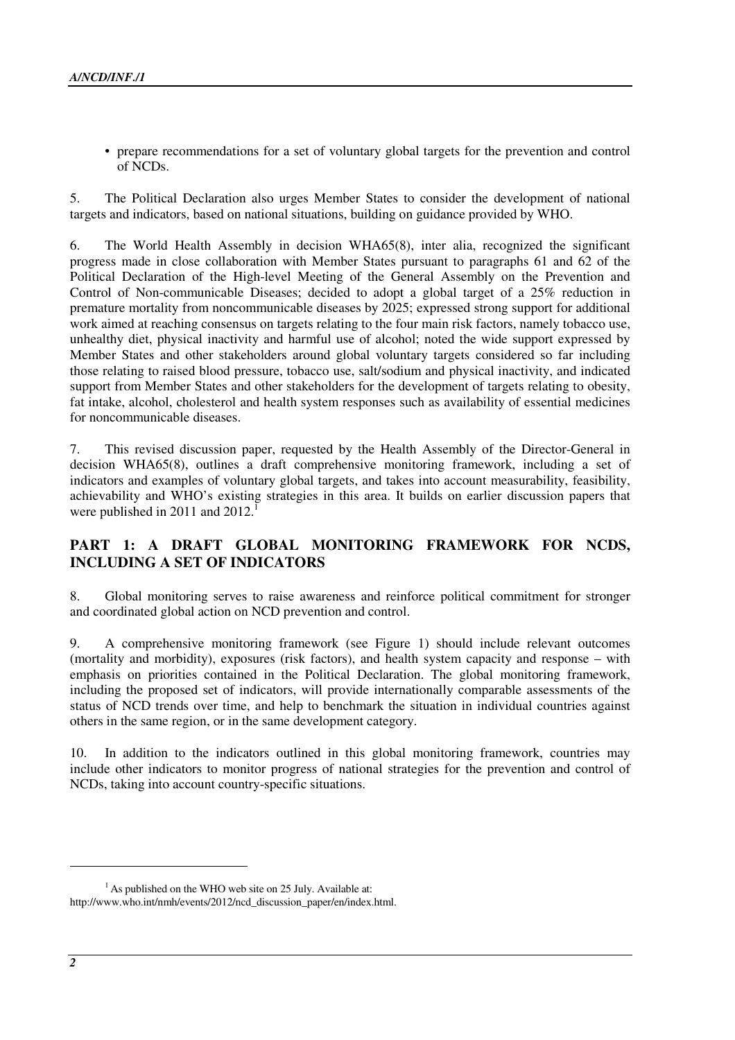- prepare recommendations for a set of voluntary global targets for the prevention and control of NCDs.

5. The Political Declaration also urges Member States to consider the development of national targets and indicators, based on national situations, building on guidance provided by WHO.

6. The World Health Assembly in decision WHA65(8), inter alia, recognized the significant progress made in close collaboration with Member States pursuant to paragraphs 61 and 62 of the Political Declaration of the High-level Meeting of the General Assembly on the Prevention and Control of Non-communicable Diseases; decided to adopt a global target of a 25% reduction in premature mortality from noncommunicable diseases by 2025; expressed strong support for additional work aimed at reaching consensus on targets relating to the four main risk factors, namely tobacco use, unhealthy diet, physical inactivity and harmful use of alcohol; noted the wide support expressed by Member States and other stakeholders around global voluntary targets considered so far including those relating to raised blood pressure, tobacco use, salt/sodium and physical inactivity, and indicated support from Member States and other stakeholders for the development of targets relating to obesity, fat intake, alcohol, cholesterol and health system responses such as availability of essential medicines for noncommunicable diseases.

7. This revised discussion paper, requested by the Health Assembly of the Director-General in decision WHA65(8), outlines a draft comprehensive monitoring framework, including a set of indicators and examples of voluntary global targets, and takes into account measurability, feasibility, achievability and WHO's existing strategies in this area. It builds on earlier discussion papers that were published in 2011 and 2012.[1]

## PART 1: A DRAFT GLOBAL MONITORING FRAMEWORK FOR NCDS, INCLUDING A SET OF INDICATORS

8. Global monitoring serves to raise awareness and reinforce political commitment for stronger and coordinated global action on NCD prevention and control.

9. A comprehensive monitoring framework (see Figure 1) should include relevant outcomes (mortality and morbidity), exposures (risk factors), and health system capacity and response – with emphasis on priorities contained in the Political Declaration. The global monitoring framework, including the proposed set of indicators, will provide internationally comparable assessments of the status of NCD trends over time, and help to benchmark the situation in individual countries against others in the same region, or in the same development category.

10. In addition to the indicators outlined in this global monitoring framework, countries may include other indicators to monitor progress of national strategies for the prevention and control of NCDs, taking into account country-specific situations.

---

[1] As published on the WHO web site on 25 July. Available at: http://www.who.int/nmh/events/2012/ncd_discussion_paper/en/index.html.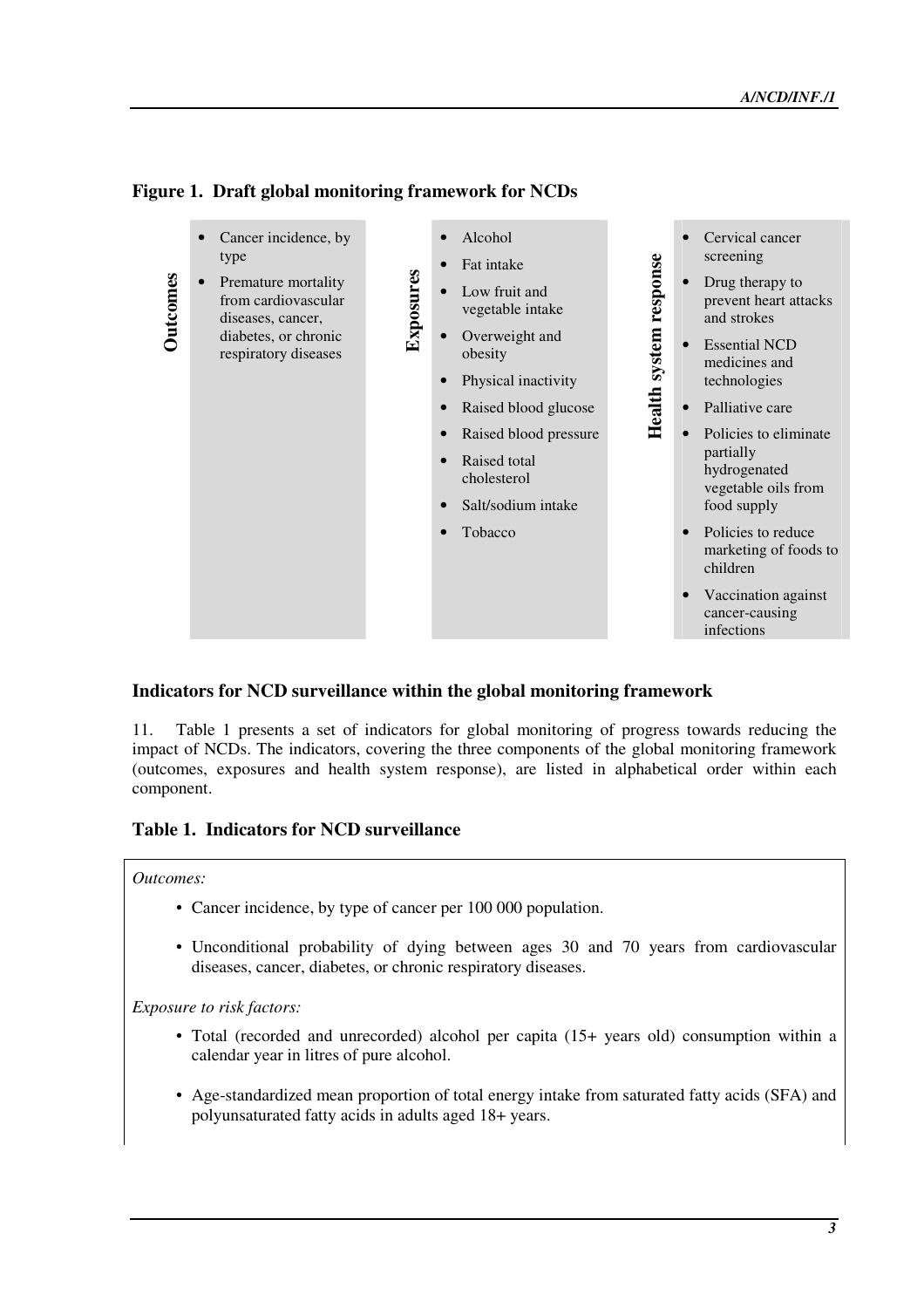**Figure 1. Draft global monitoring framework for NCDs**

| Outcomes | Exposures | Health system response |
|---|---|---|
| • Cancer incidence, by type<br>• Premature mortality from cardiovascular diseases, cancer, diabetes, or chronic respiratory diseases | • Alcohol<br>• Fat intake<br>• Low fruit and vegetable intake<br>• Overweight and obesity<br>• Physical inactivity<br>• Raised blood glucose<br>• Raised blood pressure<br>• Raised total cholesterol<br>• Salt/sodium intake<br>• Tobacco | • Cervical cancer screening<br>• Drug therapy to prevent heart attacks and strokes<br>• Essential NCD medicines and technologies<br>• Palliative care<br>• Policies to eliminate partially hydrogenated vegetable oils from food supply<br>• Policies to reduce marketing of foods to children<br>• Vaccination against cancer-causing infections |

## Indicators for NCD surveillance within the global monitoring framework

11. Table 1 presents a set of indicators for global monitoring of progress towards reducing the impact of NCDs. The indicators, covering the three components of the global monitoring framework (outcomes, exposures and health system response), are listed in alphabetical order within each component.

## Table 1. Indicators for NCD surveillance

*Outcomes:*

- Cancer incidence, by type of cancer per 100 000 population.
- Unconditional probability of dying between ages 30 and 70 years from cardiovascular diseases, cancer, diabetes, or chronic respiratory diseases.

*Exposure to risk factors:*

- Total (recorded and unrecorded) alcohol per capita (15+ years old) consumption within a calendar year in litres of pure alcohol.
- Age-standardized mean proportion of total energy intake from saturated fatty acids (SFA) and polyunsaturated fatty acids in adults aged 18+ years.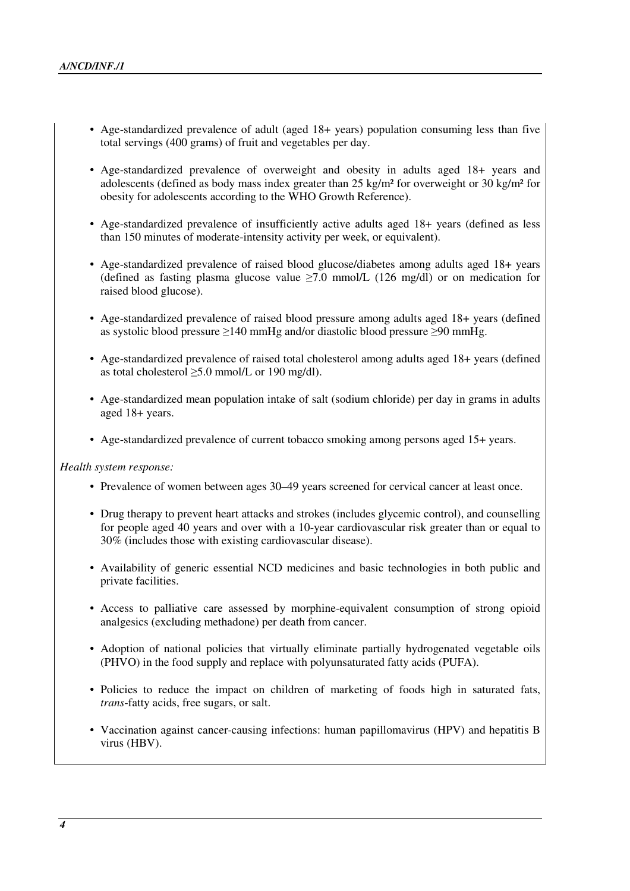- Age-standardized prevalence of adult (aged 18+ years) population consuming less than five total servings (400 grams) of fruit and vegetables per day.

- Age-standardized prevalence of overweight and obesity in adults aged 18+ years and adolescents (defined as body mass index greater than 25 kg/m² for overweight or 30 kg/m² for obesity for adolescents according to the WHO Growth Reference).

- Age-standardized prevalence of insufficiently active adults aged 18+ years (defined as less than 150 minutes of moderate-intensity activity per week, or equivalent).

- Age-standardized prevalence of raised blood glucose/diabetes among adults aged 18+ years (defined as fasting plasma glucose value ≥7.0 mmol/L (126 mg/dl) or on medication for raised blood glucose).

- Age-standardized prevalence of raised blood pressure among adults aged 18+ years (defined as systolic blood pressure ≥140 mmHg and/or diastolic blood pressure ≥90 mmHg.

- Age-standardized prevalence of raised total cholesterol among adults aged 18+ years (defined as total cholesterol ≥5.0 mmol/L or 190 mg/dl).

- Age-standardized mean population intake of salt (sodium chloride) per day in grams in adults aged 18+ years.

- Age-standardized prevalence of current tobacco smoking among persons aged 15+ years.

*Health system response:*

- Prevalence of women between ages 30–49 years screened for cervical cancer at least once.

- Drug therapy to prevent heart attacks and strokes (includes glycemic control), and counselling for people aged 40 years and over with a 10-year cardiovascular risk greater than or equal to 30% (includes those with existing cardiovascular disease).

- Availability of generic essential NCD medicines and basic technologies in both public and private facilities.

- Access to palliative care assessed by morphine-equivalent consumption of strong opioid analgesics (excluding methadone) per death from cancer.

- Adoption of national policies that virtually eliminate partially hydrogenated vegetable oils (PHVO) in the food supply and replace with polyunsaturated fatty acids (PUFA).

- Policies to reduce the impact on children of marketing of foods high in saturated fats, *trans*-fatty acids, free sugars, or salt.

- Vaccination against cancer-causing infections: human papillomavirus (HPV) and hepatitis B virus (HBV).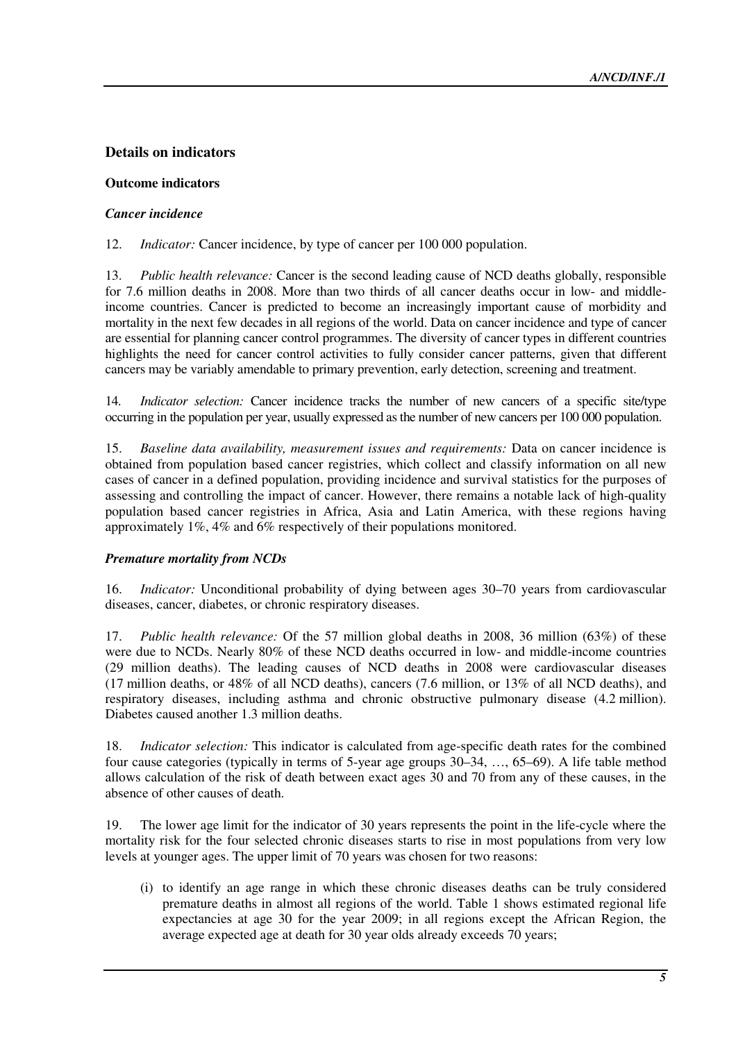## Details on indicators

### Outcome indicators

#### *Cancer incidence*

12. *Indicator:* Cancer incidence, by type of cancer per 100 000 population.

13. *Public health relevance:* Cancer is the second leading cause of NCD deaths globally, responsible for 7.6 million deaths in 2008. More than two thirds of all cancer deaths occur in low- and middle-income countries. Cancer is predicted to become an increasingly important cause of morbidity and mortality in the next few decades in all regions of the world. Data on cancer incidence and type of cancer are essential for planning cancer control programmes. The diversity of cancer types in different countries highlights the need for cancer control activities to fully consider cancer patterns, given that different cancers may be variably amendable to primary prevention, early detection, screening and treatment.

14. *Indicator selection:* Cancer incidence tracks the number of new cancers of a specific site/type occurring in the population per year, usually expressed as the number of new cancers per 100 000 population.

15. *Baseline data availability, measurement issues and requirements:* Data on cancer incidence is obtained from population based cancer registries, which collect and classify information on all new cases of cancer in a defined population, providing incidence and survival statistics for the purposes of assessing and controlling the impact of cancer. However, there remains a notable lack of high-quality population based cancer registries in Africa, Asia and Latin America, with these regions having approximately 1%, 4% and 6% respectively of their populations monitored.

#### *Premature mortality from NCDs*

16. *Indicator:* Unconditional probability of dying between ages 30–70 years from cardiovascular diseases, cancer, diabetes, or chronic respiratory diseases.

17. *Public health relevance:* Of the 57 million global deaths in 2008, 36 million (63%) of these were due to NCDs. Nearly 80% of these NCD deaths occurred in low- and middle-income countries (29 million deaths). The leading causes of NCD deaths in 2008 were cardiovascular diseases (17 million deaths, or 48% of all NCD deaths), cancers (7.6 million, or 13% of all NCD deaths), and respiratory diseases, including asthma and chronic obstructive pulmonary disease (4.2 million). Diabetes caused another 1.3 million deaths.

18. *Indicator selection:* This indicator is calculated from age-specific death rates for the combined four cause categories (typically in terms of 5-year age groups 30–34, …, 65–69). A life table method allows calculation of the risk of death between exact ages 30 and 70 from any of these causes, in the absence of other causes of death.

19. The lower age limit for the indicator of 30 years represents the point in the life-cycle where the mortality risk for the four selected chronic diseases starts to rise in most populations from very low levels at younger ages. The upper limit of 70 years was chosen for two reasons:

(i) to identify an age range in which these chronic diseases deaths can be truly considered premature deaths in almost all regions of the world. Table 1 shows estimated regional life expectancies at age 30 for the year 2009; in all regions except the African Region, the average expected age at death for 30 year olds already exceeds 70 years;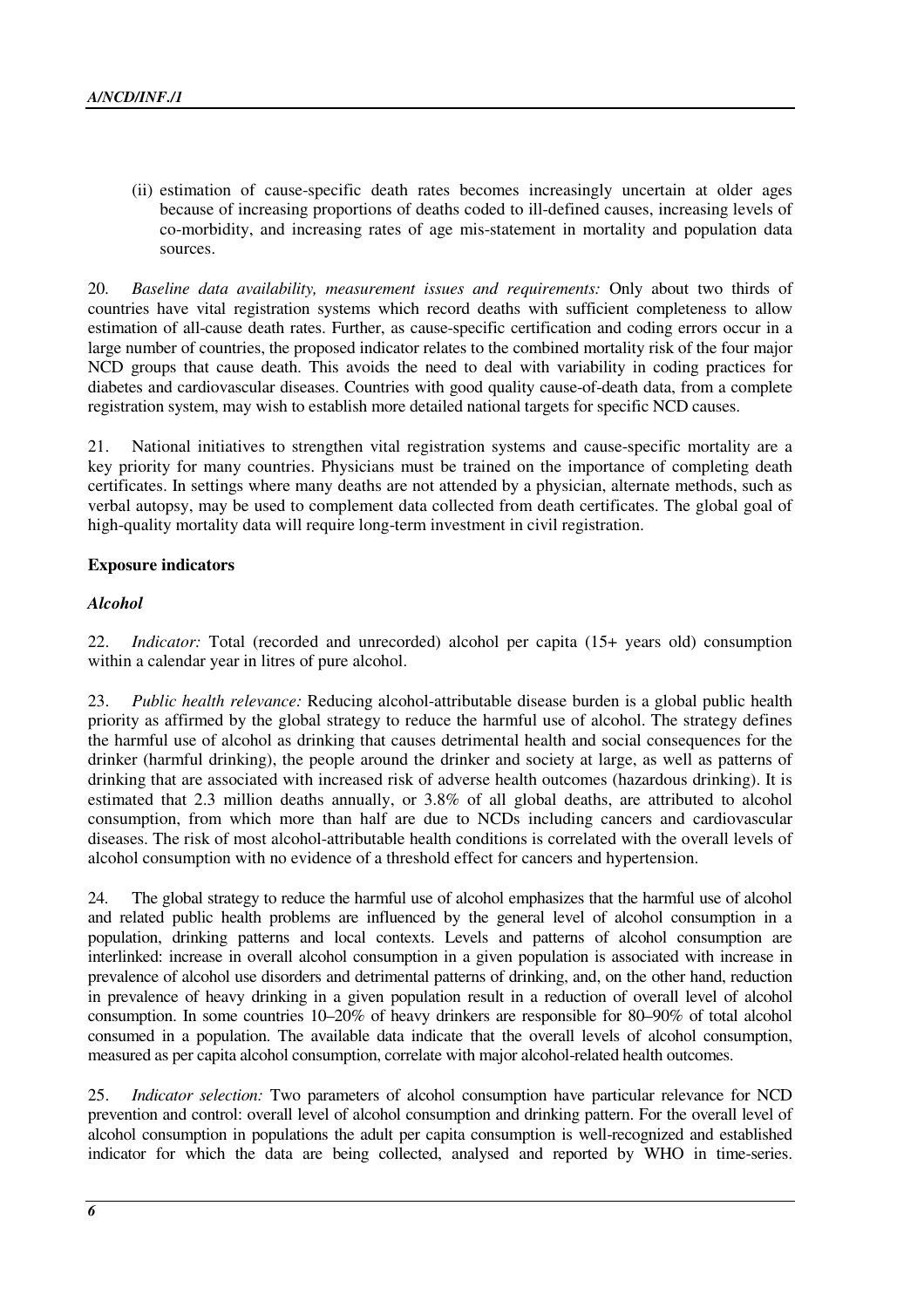(ii) estimation of cause-specific death rates becomes increasingly uncertain at older ages because of increasing proportions of deaths coded to ill-defined causes, increasing levels of co-morbidity, and increasing rates of age mis-statement in mortality and population data sources.

20. *Baseline data availability, measurement issues and requirements:* Only about two thirds of countries have vital registration systems which record deaths with sufficient completeness to allow estimation of all-cause death rates. Further, as cause-specific certification and coding errors occur in a large number of countries, the proposed indicator relates to the combined mortality risk of the four major NCD groups that cause death. This avoids the need to deal with variability in coding practices for diabetes and cardiovascular diseases. Countries with good quality cause-of-death data, from a complete registration system, may wish to establish more detailed national targets for specific NCD causes.

21. National initiatives to strengthen vital registration systems and cause-specific mortality are a key priority for many countries. Physicians must be trained on the importance of completing death certificates. In settings where many deaths are not attended by a physician, alternate methods, such as verbal autopsy, may be used to complement data collected from death certificates. The global goal of high-quality mortality data will require long-term investment in civil registration.

**Exposure indicators**

***Alcohol***

22. *Indicator:* Total (recorded and unrecorded) alcohol per capita (15+ years old) consumption within a calendar year in litres of pure alcohol.

23. *Public health relevance:* Reducing alcohol-attributable disease burden is a global public health priority as affirmed by the global strategy to reduce the harmful use of alcohol. The strategy defines the harmful use of alcohol as drinking that causes detrimental health and social consequences for the drinker (harmful drinking), the people around the drinker and society at large, as well as patterns of drinking that are associated with increased risk of adverse health outcomes (hazardous drinking). It is estimated that 2.3 million deaths annually, or 3.8% of all global deaths, are attributed to alcohol consumption, from which more than half are due to NCDs including cancers and cardiovascular diseases. The risk of most alcohol-attributable health conditions is correlated with the overall levels of alcohol consumption with no evidence of a threshold effect for cancers and hypertension.

24. The global strategy to reduce the harmful use of alcohol emphasizes that the harmful use of alcohol and related public health problems are influenced by the general level of alcohol consumption in a population, drinking patterns and local contexts. Levels and patterns of alcohol consumption are interlinked: increase in overall alcohol consumption in a given population is associated with increase in prevalence of alcohol use disorders and detrimental patterns of drinking, and, on the other hand, reduction in prevalence of heavy drinking in a given population result in a reduction of overall level of alcohol consumption. In some countries 10–20% of heavy drinkers are responsible for 80–90% of total alcohol consumed in a population. The available data indicate that the overall levels of alcohol consumption, measured as per capita alcohol consumption, correlate with major alcohol-related health outcomes.

25. *Indicator selection:* Two parameters of alcohol consumption have particular relevance for NCD prevention and control: overall level of alcohol consumption and drinking pattern. For the overall level of alcohol consumption in populations the adult per capita consumption is well-recognized and established indicator for which the data are being collected, analysed and reported by WHO in time-series.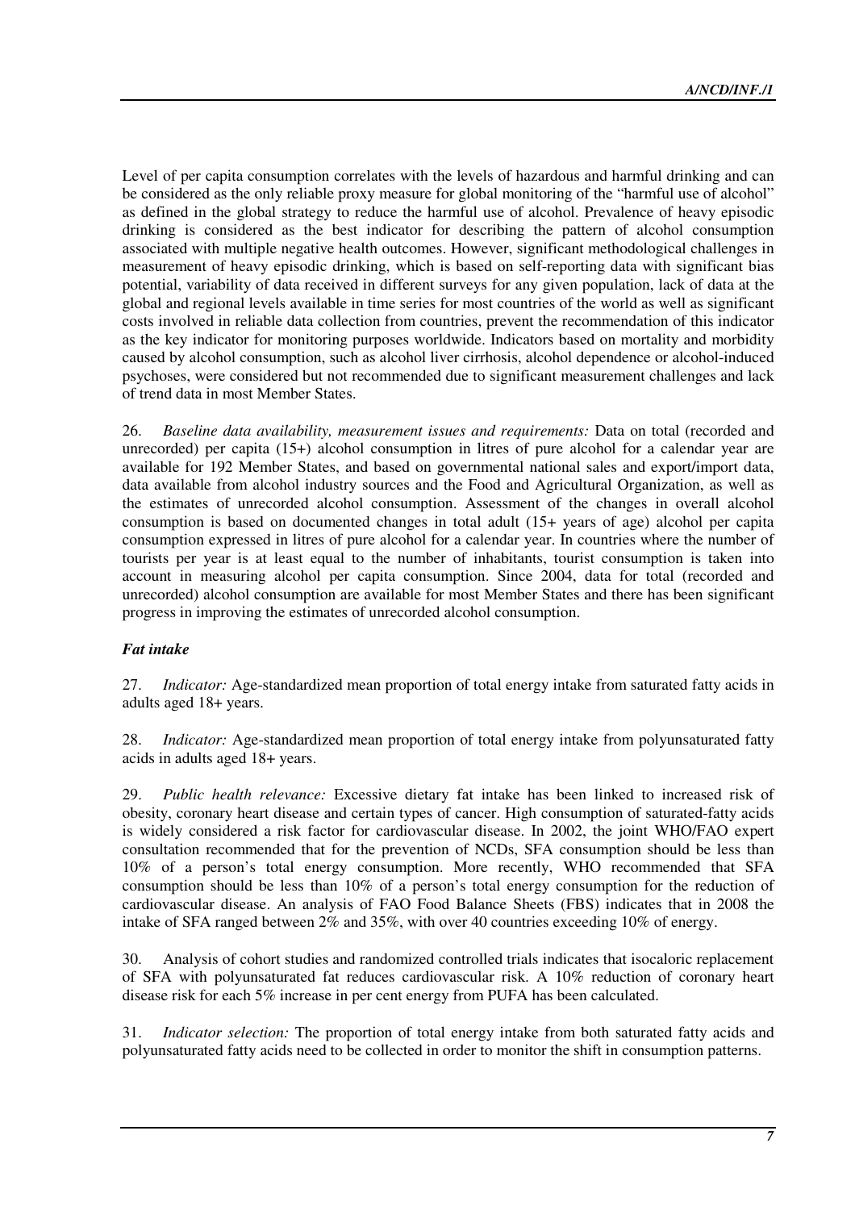Level of per capita consumption correlates with the levels of hazardous and harmful drinking and can be considered as the only reliable proxy measure for global monitoring of the "harmful use of alcohol" as defined in the global strategy to reduce the harmful use of alcohol. Prevalence of heavy episodic drinking is considered as the best indicator for describing the pattern of alcohol consumption associated with multiple negative health outcomes. However, significant methodological challenges in measurement of heavy episodic drinking, which is based on self-reporting data with significant bias potential, variability of data received in different surveys for any given population, lack of data at the global and regional levels available in time series for most countries of the world as well as significant costs involved in reliable data collection from countries, prevent the recommendation of this indicator as the key indicator for monitoring purposes worldwide. Indicators based on mortality and morbidity caused by alcohol consumption, such as alcohol liver cirrhosis, alcohol dependence or alcohol-induced psychoses, were considered but not recommended due to significant measurement challenges and lack of trend data in most Member States.

26. *Baseline data availability, measurement issues and requirements:* Data on total (recorded and unrecorded) per capita (15+) alcohol consumption in litres of pure alcohol for a calendar year are available for 192 Member States, and based on governmental national sales and export/import data, data available from alcohol industry sources and the Food and Agricultural Organization, as well as the estimates of unrecorded alcohol consumption. Assessment of the changes in overall alcohol consumption is based on documented changes in total adult (15+ years of age) alcohol per capita consumption expressed in litres of pure alcohol for a calendar year. In countries where the number of tourists per year is at least equal to the number of inhabitants, tourist consumption is taken into account in measuring alcohol per capita consumption. Since 2004, data for total (recorded and unrecorded) alcohol consumption are available for most Member States and there has been significant progress in improving the estimates of unrecorded alcohol consumption.

### *Fat intake*

27. *Indicator:* Age-standardized mean proportion of total energy intake from saturated fatty acids in adults aged 18+ years.

28. *Indicator:* Age-standardized mean proportion of total energy intake from polyunsaturated fatty acids in adults aged 18+ years.

29. *Public health relevance:* Excessive dietary fat intake has been linked to increased risk of obesity, coronary heart disease and certain types of cancer. High consumption of saturated-fatty acids is widely considered a risk factor for cardiovascular disease. In 2002, the joint WHO/FAO expert consultation recommended that for the prevention of NCDs, SFA consumption should be less than 10% of a person's total energy consumption. More recently, WHO recommended that SFA consumption should be less than 10% of a person's total energy consumption for the reduction of cardiovascular disease. An analysis of FAO Food Balance Sheets (FBS) indicates that in 2008 the intake of SFA ranged between 2% and 35%, with over 40 countries exceeding 10% of energy.

30. Analysis of cohort studies and randomized controlled trials indicates that isocaloric replacement of SFA with polyunsaturated fat reduces cardiovascular risk. A 10% reduction of coronary heart disease risk for each 5% increase in per cent energy from PUFA has been calculated.

31. *Indicator selection:* The proportion of total energy intake from both saturated fatty acids and polyunsaturated fatty acids need to be collected in order to monitor the shift in consumption patterns.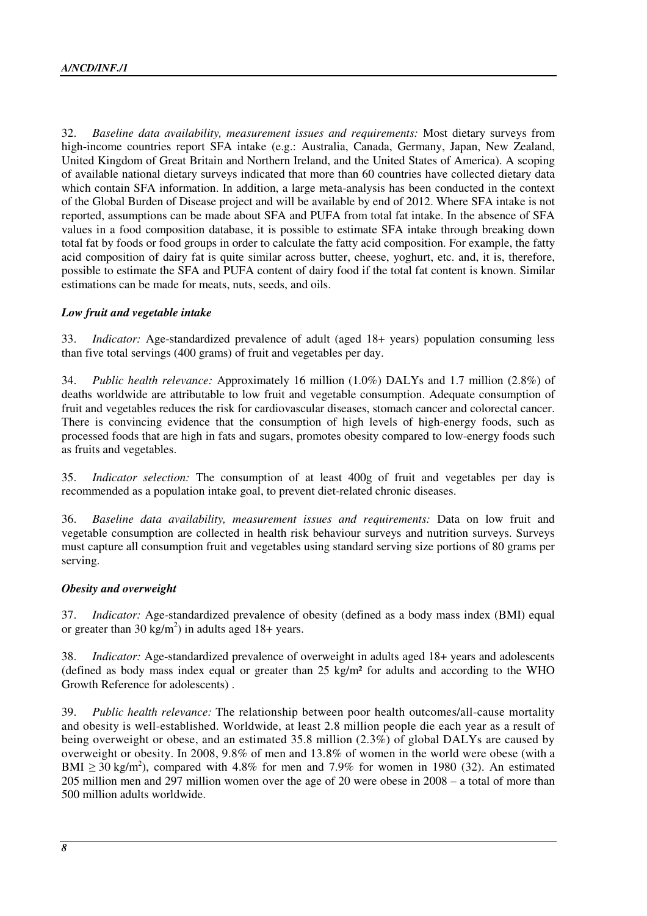32. *Baseline data availability, measurement issues and requirements:* Most dietary surveys from high-income countries report SFA intake (e.g.: Australia, Canada, Germany, Japan, New Zealand, United Kingdom of Great Britain and Northern Ireland, and the United States of America). A scoping of available national dietary surveys indicated that more than 60 countries have collected dietary data which contain SFA information. In addition, a large meta-analysis has been conducted in the context of the Global Burden of Disease project and will be available by end of 2012. Where SFA intake is not reported, assumptions can be made about SFA and PUFA from total fat intake. In the absence of SFA values in a food composition database, it is possible to estimate SFA intake through breaking down total fat by foods or food groups in order to calculate the fatty acid composition. For example, the fatty acid composition of dairy fat is quite similar across butter, cheese, yoghurt, etc. and, it is, therefore, possible to estimate the SFA and PUFA content of dairy food if the total fat content is known. Similar estimations can be made for meats, nuts, seeds, and oils.

***Low fruit and vegetable intake***

33. *Indicator:* Age-standardized prevalence of adult (aged 18+ years) population consuming less than five total servings (400 grams) of fruit and vegetables per day.

34. *Public health relevance:* Approximately 16 million (1.0%) DALYs and 1.7 million (2.8%) of deaths worldwide are attributable to low fruit and vegetable consumption. Adequate consumption of fruit and vegetables reduces the risk for cardiovascular diseases, stomach cancer and colorectal cancer. There is convincing evidence that the consumption of high levels of high-energy foods, such as processed foods that are high in fats and sugars, promotes obesity compared to low-energy foods such as fruits and vegetables.

35. *Indicator selection:* The consumption of at least 400g of fruit and vegetables per day is recommended as a population intake goal, to prevent diet-related chronic diseases.

36. *Baseline data availability, measurement issues and requirements:* Data on low fruit and vegetable consumption are collected in health risk behaviour surveys and nutrition surveys. Surveys must capture all consumption fruit and vegetables using standard serving size portions of 80 grams per serving.

***Obesity and overweight***

37. *Indicator:* Age-standardized prevalence of obesity (defined as a body mass index (BMI) equal or greater than 30 kg/m$^2$) in adults aged 18+ years.

38. *Indicator:* Age-standardized prevalence of overweight in adults aged 18+ years and adolescents (defined as body mass index equal or greater than 25 kg/m$^2$ for adults and according to the WHO Growth Reference for adolescents) .

39. *Public health relevance:* The relationship between poor health outcomes/all-cause mortality and obesity is well-established. Worldwide, at least 2.8 million people die each year as a result of being overweight or obese, and an estimated 35.8 million (2.3%) of global DALYs are caused by overweight or obesity. In 2008, 9.8% of men and 13.8% of women in the world were obese (with a BMI $\geq$ 30 kg/m$^2$), compared with 4.8% for men and 7.9% for women in 1980 (32). An estimated 205 million men and 297 million women over the age of 20 were obese in 2008 – a total of more than 500 million adults worldwide.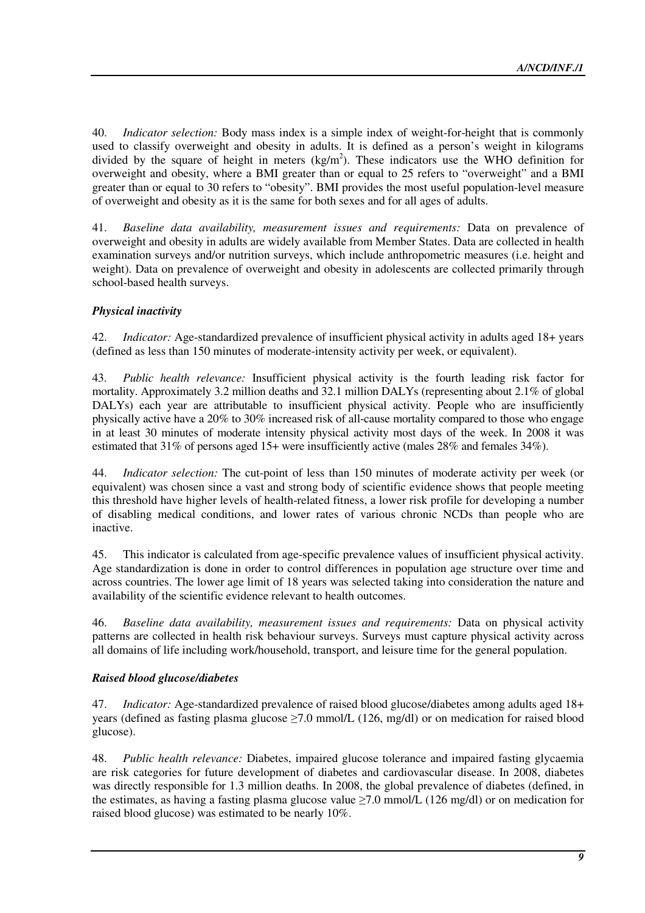40. *Indicator selection:* Body mass index is a simple index of weight-for-height that is commonly used to classify overweight and obesity in adults. It is defined as a person's weight in kilograms divided by the square of height in meters ($kg/m^2$). These indicators use the WHO definition for overweight and obesity, where a BMI greater than or equal to 25 refers to "overweight" and a BMI greater than or equal to 30 refers to "obesity". BMI provides the most useful population-level measure of overweight and obesity as it is the same for both sexes and for all ages of adults.

41. *Baseline data availability, measurement issues and requirements:* Data on prevalence of overweight and obesity in adults are widely available from Member States. Data are collected in health examination surveys and/or nutrition surveys, which include anthropometric measures (i.e. height and weight). Data on prevalence of overweight and obesity in adolescents are collected primarily through school-based health surveys.

***Physical inactivity***

42. *Indicator:* Age-standardized prevalence of insufficient physical activity in adults aged 18+ years (defined as less than 150 minutes of moderate-intensity activity per week, or equivalent).

43. *Public health relevance:* Insufficient physical activity is the fourth leading risk factor for mortality. Approximately 3.2 million deaths and 32.1 million DALYs (representing about 2.1% of global DALYs) each year are attributable to insufficient physical activity. People who are insufficiently physically active have a 20% to 30% increased risk of all-cause mortality compared to those who engage in at least 30 minutes of moderate intensity physical activity most days of the week. In 2008 it was estimated that 31% of persons aged 15+ were insufficiently active (males 28% and females 34%).

44. *Indicator selection:* The cut-point of less than 150 minutes of moderate activity per week (or equivalent) was chosen since a vast and strong body of scientific evidence shows that people meeting this threshold have higher levels of health-related fitness, a lower risk profile for developing a number of disabling medical conditions, and lower rates of various chronic NCDs than people who are inactive.

45. This indicator is calculated from age-specific prevalence values of insufficient physical activity. Age standardization is done in order to control differences in population age structure over time and across countries. The lower age limit of 18 years was selected taking into consideration the nature and availability of the scientific evidence relevant to health outcomes.

46. *Baseline data availability, measurement issues and requirements:* Data on physical activity patterns are collected in health risk behaviour surveys. Surveys must capture physical activity across all domains of life including work/household, transport, and leisure time for the general population.

***Raised blood glucose/diabetes***

47. *Indicator:* Age-standardized prevalence of raised blood glucose/diabetes among adults aged 18+ years (defined as fasting plasma glucose ≥7.0 mmol/L (126, mg/dl) or on medication for raised blood glucose).

48. *Public health relevance:* Diabetes, impaired glucose tolerance and impaired fasting glycaemia are risk categories for future development of diabetes and cardiovascular disease. In 2008, diabetes was directly responsible for 1.3 million deaths. In 2008, the global prevalence of diabetes (defined, in the estimates, as having a fasting plasma glucose value ≥7.0 mmol/L (126 mg/dl) or on medication for raised blood glucose) was estimated to be nearly 10%.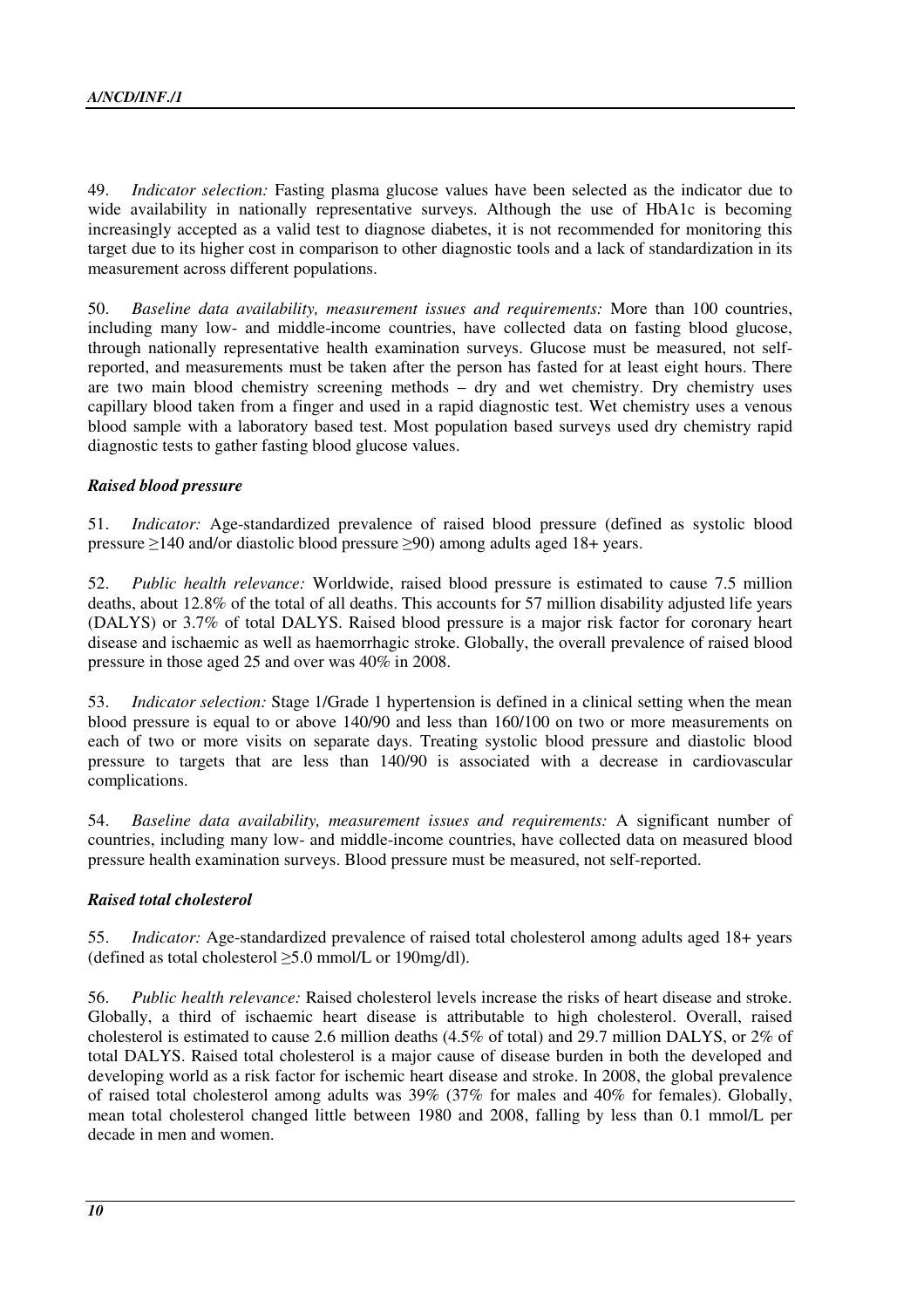49. *Indicator selection:* Fasting plasma glucose values have been selected as the indicator due to wide availability in nationally representative surveys. Although the use of HbA1c is becoming increasingly accepted as a valid test to diagnose diabetes, it is not recommended for monitoring this target due to its higher cost in comparison to other diagnostic tools and a lack of standardization in its measurement across different populations.

50. *Baseline data availability, measurement issues and requirements:* More than 100 countries, including many low- and middle-income countries, have collected data on fasting blood glucose, through nationally representative health examination surveys. Glucose must be measured, not self-reported, and measurements must be taken after the person has fasted for at least eight hours. There are two main blood chemistry screening methods – dry and wet chemistry. Dry chemistry uses capillary blood taken from a finger and used in a rapid diagnostic test. Wet chemistry uses a venous blood sample with a laboratory based test. Most population based surveys used dry chemistry rapid diagnostic tests to gather fasting blood glucose values.

### *Raised blood pressure*

51. *Indicator:* Age-standardized prevalence of raised blood pressure (defined as systolic blood pressure ≥140 and/or diastolic blood pressure ≥90) among adults aged 18+ years.

52. *Public health relevance:* Worldwide, raised blood pressure is estimated to cause 7.5 million deaths, about 12.8% of the total of all deaths. This accounts for 57 million disability adjusted life years (DALYS) or 3.7% of total DALYS. Raised blood pressure is a major risk factor for coronary heart disease and ischaemic as well as haemorrhagic stroke. Globally, the overall prevalence of raised blood pressure in those aged 25 and over was 40% in 2008.

53. *Indicator selection:* Stage 1/Grade 1 hypertension is defined in a clinical setting when the mean blood pressure is equal to or above 140/90 and less than 160/100 on two or more measurements on each of two or more visits on separate days. Treating systolic blood pressure and diastolic blood pressure to targets that are less than 140/90 is associated with a decrease in cardiovascular complications.

54. *Baseline data availability, measurement issues and requirements:* A significant number of countries, including many low- and middle-income countries, have collected data on measured blood pressure health examination surveys. Blood pressure must be measured, not self-reported.

### *Raised total cholesterol*

55. *Indicator:* Age-standardized prevalence of raised total cholesterol among adults aged 18+ years (defined as total cholesterol ≥5.0 mmol/L or 190mg/dl).

56. *Public health relevance:* Raised cholesterol levels increase the risks of heart disease and stroke. Globally, a third of ischaemic heart disease is attributable to high cholesterol. Overall, raised cholesterol is estimated to cause 2.6 million deaths (4.5% of total) and 29.7 million DALYS, or 2% of total DALYS. Raised total cholesterol is a major cause of disease burden in both the developed and developing world as a risk factor for ischemic heart disease and stroke. In 2008, the global prevalence of raised total cholesterol among adults was 39% (37% for males and 40% for females). Globally, mean total cholesterol changed little between 1980 and 2008, falling by less than 0.1 mmol/L per decade in men and women.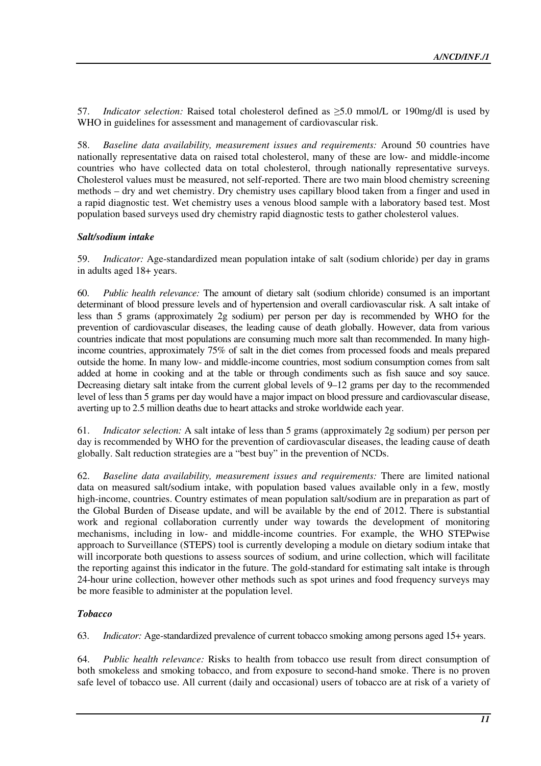57. *Indicator selection:* Raised total cholesterol defined as ≥5.0 mmol/L or 190mg/dl is used by WHO in guidelines for assessment and management of cardiovascular risk.

58. *Baseline data availability, measurement issues and requirements:* Around 50 countries have nationally representative data on raised total cholesterol, many of these are low- and middle-income countries who have collected data on total cholesterol, through nationally representative surveys. Cholesterol values must be measured, not self-reported. There are two main blood chemistry screening methods – dry and wet chemistry. Dry chemistry uses capillary blood taken from a finger and used in a rapid diagnostic test. Wet chemistry uses a venous blood sample with a laboratory based test. Most population based surveys used dry chemistry rapid diagnostic tests to gather cholesterol values.

***Salt/sodium intake***

59. *Indicator:* Age-standardized mean population intake of salt (sodium chloride) per day in grams in adults aged 18+ years.

60. *Public health relevance:* The amount of dietary salt (sodium chloride) consumed is an important determinant of blood pressure levels and of hypertension and overall cardiovascular risk. A salt intake of less than 5 grams (approximately 2g sodium) per person per day is recommended by WHO for the prevention of cardiovascular diseases, the leading cause of death globally. However, data from various countries indicate that most populations are consuming much more salt than recommended. In many high-income countries, approximately 75% of salt in the diet comes from processed foods and meals prepared outside the home. In many low- and middle-income countries, most sodium consumption comes from salt added at home in cooking and at the table or through condiments such as fish sauce and soy sauce. Decreasing dietary salt intake from the current global levels of 9–12 grams per day to the recommended level of less than 5 grams per day would have a major impact on blood pressure and cardiovascular disease, averting up to 2.5 million deaths due to heart attacks and stroke worldwide each year.

61. *Indicator selection:* A salt intake of less than 5 grams (approximately 2g sodium) per person per day is recommended by WHO for the prevention of cardiovascular diseases, the leading cause of death globally. Salt reduction strategies are a "best buy" in the prevention of NCDs.

62. *Baseline data availability, measurement issues and requirements:* There are limited national data on measured salt/sodium intake, with population based values available only in a few, mostly high-income, countries. Country estimates of mean population salt/sodium are in preparation as part of the Global Burden of Disease update, and will be available by the end of 2012. There is substantial work and regional collaboration currently under way towards the development of monitoring mechanisms, including in low- and middle-income countries. For example, the WHO STEPwise approach to Surveillance (STEPS) tool is currently developing a module on dietary sodium intake that will incorporate both questions to assess sources of sodium, and urine collection, which will facilitate the reporting against this indicator in the future. The gold-standard for estimating salt intake is through 24-hour urine collection, however other methods such as spot urines and food frequency surveys may be more feasible to administer at the population level.

***Tobacco***

63. *Indicator:* Age-standardized prevalence of current tobacco smoking among persons aged 15+ years.

64. *Public health relevance:* Risks to health from tobacco use result from direct consumption of both smokeless and smoking tobacco, and from exposure to second-hand smoke. There is no proven safe level of tobacco use. All current (daily and occasional) users of tobacco are at risk of a variety of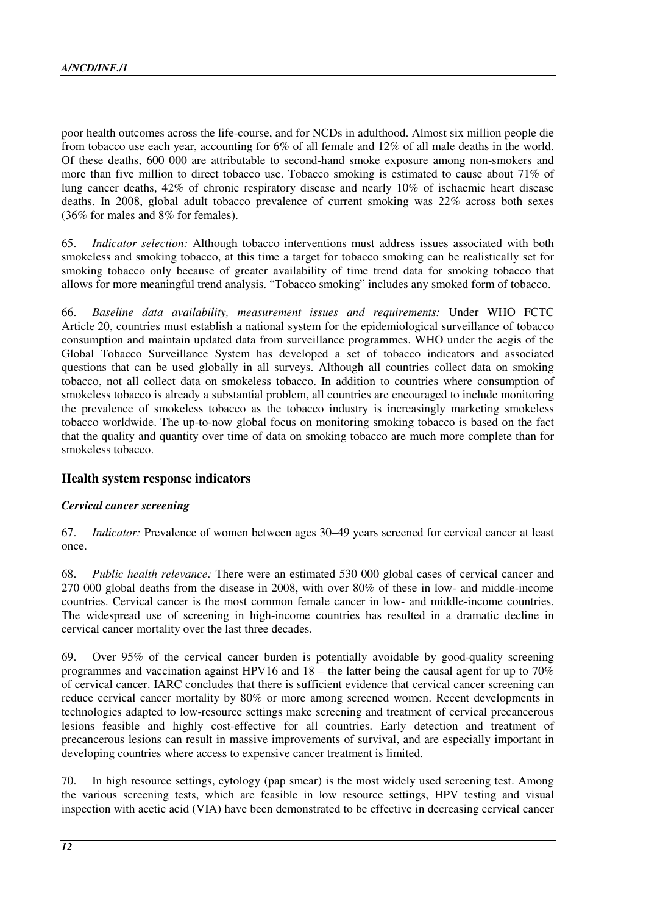poor health outcomes across the life-course, and for NCDs in adulthood. Almost six million people die from tobacco use each year, accounting for 6% of all female and 12% of all male deaths in the world. Of these deaths, 600 000 are attributable to second-hand smoke exposure among non-smokers and more than five million to direct tobacco use. Tobacco smoking is estimated to cause about 71% of lung cancer deaths, 42% of chronic respiratory disease and nearly 10% of ischaemic heart disease deaths. In 2008, global adult tobacco prevalence of current smoking was 22% across both sexes (36% for males and 8% for females).

65. *Indicator selection:* Although tobacco interventions must address issues associated with both smokeless and smoking tobacco, at this time a target for tobacco smoking can be realistically set for smoking tobacco only because of greater availability of time trend data for smoking tobacco that allows for more meaningful trend analysis. "Tobacco smoking" includes any smoked form of tobacco.

66. *Baseline data availability, measurement issues and requirements:* Under WHO FCTC Article 20, countries must establish a national system for the epidemiological surveillance of tobacco consumption and maintain updated data from surveillance programmes. WHO under the aegis of the Global Tobacco Surveillance System has developed a set of tobacco indicators and associated questions that can be used globally in all surveys. Although all countries collect data on smoking tobacco, not all collect data on smokeless tobacco. In addition to countries where consumption of smokeless tobacco is already a substantial problem, all countries are encouraged to include monitoring the prevalence of smokeless tobacco as the tobacco industry is increasingly marketing smokeless tobacco worldwide. The up-to-now global focus on monitoring smoking tobacco is based on the fact that the quality and quantity over time of data on smoking tobacco are much more complete than for smokeless tobacco.

## Health system response indicators

### *Cervical cancer screening*

67. *Indicator:* Prevalence of women between ages 30–49 years screened for cervical cancer at least once.

68. *Public health relevance:* There were an estimated 530 000 global cases of cervical cancer and 270 000 global deaths from the disease in 2008, with over 80% of these in low- and middle-income countries. Cervical cancer is the most common female cancer in low- and middle-income countries. The widespread use of screening in high-income countries has resulted in a dramatic decline in cervical cancer mortality over the last three decades.

69. Over 95% of the cervical cancer burden is potentially avoidable by good-quality screening programmes and vaccination against HPV16 and 18 – the latter being the causal agent for up to 70% of cervical cancer. IARC concludes that there is sufficient evidence that cervical cancer screening can reduce cervical cancer mortality by 80% or more among screened women. Recent developments in technologies adapted to low-resource settings make screening and treatment of cervical precancerous lesions feasible and highly cost-effective for all countries. Early detection and treatment of precancerous lesions can result in massive improvements of survival, and are especially important in developing countries where access to expensive cancer treatment is limited.

70. In high resource settings, cytology (pap smear) is the most widely used screening test. Among the various screening tests, which are feasible in low resource settings, HPV testing and visual inspection with acetic acid (VIA) have been demonstrated to be effective in decreasing cervical cancer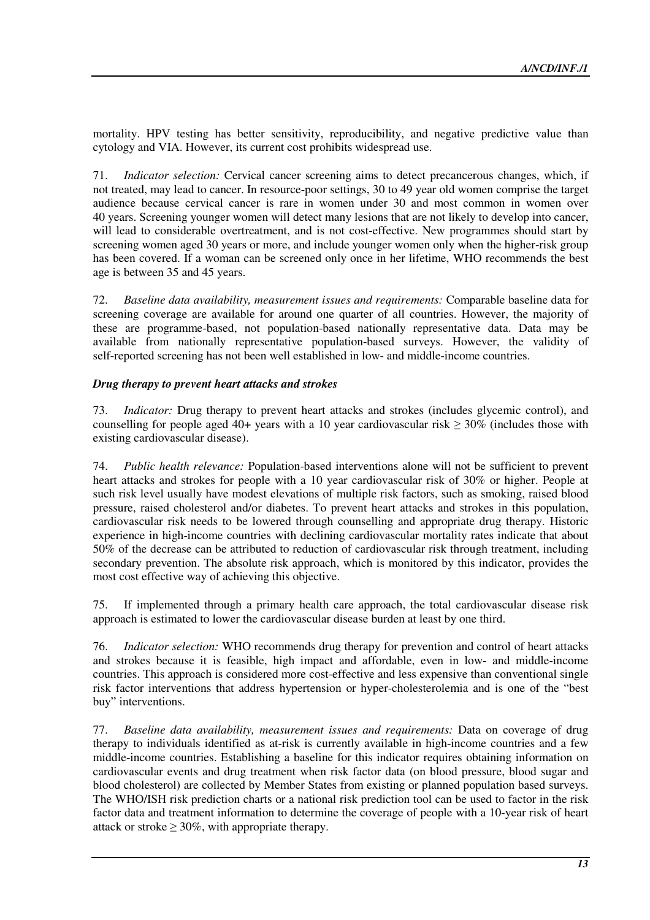mortality. HPV testing has better sensitivity, reproducibility, and negative predictive value than cytology and VIA. However, its current cost prohibits widespread use.

71. *Indicator selection:* Cervical cancer screening aims to detect precancerous changes, which, if not treated, may lead to cancer. In resource-poor settings, 30 to 49 year old women comprise the target audience because cervical cancer is rare in women under 30 and most common in women over 40 years. Screening younger women will detect many lesions that are not likely to develop into cancer, will lead to considerable overtreatment, and is not cost-effective. New programmes should start by screening women aged 30 years or more, and include younger women only when the higher-risk group has been covered. If a woman can be screened only once in her lifetime, WHO recommends the best age is between 35 and 45 years.

72. *Baseline data availability, measurement issues and requirements:* Comparable baseline data for screening coverage are available for around one quarter of all countries. However, the majority of these are programme-based, not population-based nationally representative data. Data may be available from nationally representative population-based surveys. However, the validity of self-reported screening has not been well established in low- and middle-income countries.

***Drug therapy to prevent heart attacks and strokes***

73. *Indicator:* Drug therapy to prevent heart attacks and strokes (includes glycemic control), and counselling for people aged 40+ years with a 10 year cardiovascular risk ≥ 30% (includes those with existing cardiovascular disease).

74. *Public health relevance:* Population-based interventions alone will not be sufficient to prevent heart attacks and strokes for people with a 10 year cardiovascular risk of 30% or higher. People at such risk level usually have modest elevations of multiple risk factors, such as smoking, raised blood pressure, raised cholesterol and/or diabetes. To prevent heart attacks and strokes in this population, cardiovascular risk needs to be lowered through counselling and appropriate drug therapy. Historic experience in high-income countries with declining cardiovascular mortality rates indicate that about 50% of the decrease can be attributed to reduction of cardiovascular risk through treatment, including secondary prevention. The absolute risk approach, which is monitored by this indicator, provides the most cost effective way of achieving this objective.

75. If implemented through a primary health care approach, the total cardiovascular disease risk approach is estimated to lower the cardiovascular disease burden at least by one third.

76. *Indicator selection:* WHO recommends drug therapy for prevention and control of heart attacks and strokes because it is feasible, high impact and affordable, even in low- and middle-income countries. This approach is considered more cost-effective and less expensive than conventional single risk factor interventions that address hypertension or hyper-cholesterolemia and is one of the "best buy" interventions.

77. *Baseline data availability, measurement issues and requirements:* Data on coverage of drug therapy to individuals identified as at-risk is currently available in high-income countries and a few middle-income countries. Establishing a baseline for this indicator requires obtaining information on cardiovascular events and drug treatment when risk factor data (on blood pressure, blood sugar and blood cholesterol) are collected by Member States from existing or planned population based surveys. The WHO/ISH risk prediction charts or a national risk prediction tool can be used to factor in the risk factor data and treatment information to determine the coverage of people with a 10-year risk of heart attack or stroke ≥ 30%, with appropriate therapy.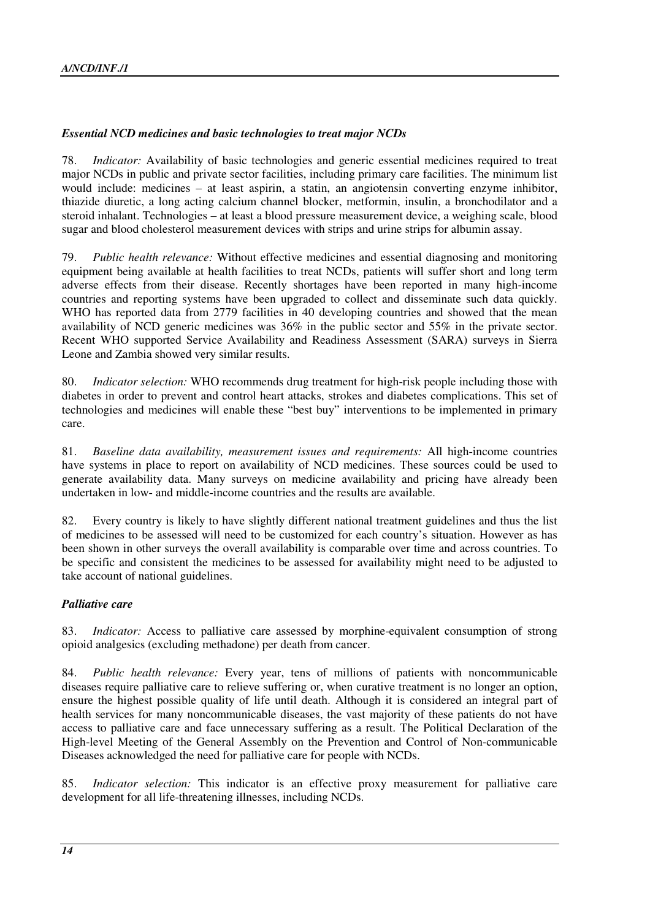### *Essential NCD medicines and basic technologies to treat major NCDs*

78. *Indicator:* Availability of basic technologies and generic essential medicines required to treat major NCDs in public and private sector facilities, including primary care facilities. The minimum list would include: medicines – at least aspirin, a statin, an angiotensin converting enzyme inhibitor, thiazide diuretic, a long acting calcium channel blocker, metformin, insulin, a bronchodilator and a steroid inhalant. Technologies – at least a blood pressure measurement device, a weighing scale, blood sugar and blood cholesterol measurement devices with strips and urine strips for albumin assay.

79. *Public health relevance:* Without effective medicines and essential diagnosing and monitoring equipment being available at health facilities to treat NCDs, patients will suffer short and long term adverse effects from their disease. Recently shortages have been reported in many high-income countries and reporting systems have been upgraded to collect and disseminate such data quickly. WHO has reported data from 2779 facilities in 40 developing countries and showed that the mean availability of NCD generic medicines was 36% in the public sector and 55% in the private sector. Recent WHO supported Service Availability and Readiness Assessment (SARA) surveys in Sierra Leone and Zambia showed very similar results.

80. *Indicator selection:* WHO recommends drug treatment for high-risk people including those with diabetes in order to prevent and control heart attacks, strokes and diabetes complications. This set of technologies and medicines will enable these "best buy" interventions to be implemented in primary care.

81. *Baseline data availability, measurement issues and requirements:* All high-income countries have systems in place to report on availability of NCD medicines. These sources could be used to generate availability data. Many surveys on medicine availability and pricing have already been undertaken in low- and middle-income countries and the results are available.

82. Every country is likely to have slightly different national treatment guidelines and thus the list of medicines to be assessed will need to be customized for each country's situation. However as has been shown in other surveys the overall availability is comparable over time and across countries. To be specific and consistent the medicines to be assessed for availability might need to be adjusted to take account of national guidelines.

### *Palliative care*

83. *Indicator:* Access to palliative care assessed by morphine-equivalent consumption of strong opioid analgesics (excluding methadone) per death from cancer.

84. *Public health relevance:* Every year, tens of millions of patients with noncommunicable diseases require palliative care to relieve suffering or, when curative treatment is no longer an option, ensure the highest possible quality of life until death. Although it is considered an integral part of health services for many noncommunicable diseases, the vast majority of these patients do not have access to palliative care and face unnecessary suffering as a result. The Political Declaration of the High-level Meeting of the General Assembly on the Prevention and Control of Non-communicable Diseases acknowledged the need for palliative care for people with NCDs.

85. *Indicator selection:* This indicator is an effective proxy measurement for palliative care development for all life-threatening illnesses, including NCDs.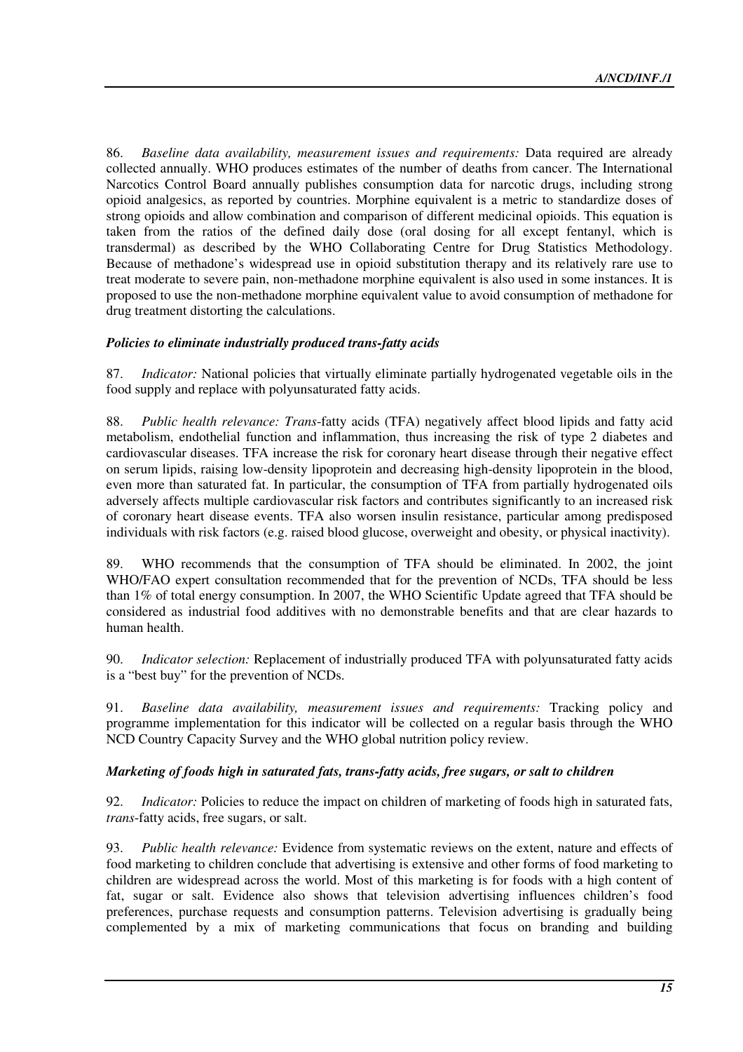86. *Baseline data availability, measurement issues and requirements:* Data required are already collected annually. WHO produces estimates of the number of deaths from cancer. The International Narcotics Control Board annually publishes consumption data for narcotic drugs, including strong opioid analgesics, as reported by countries. Morphine equivalent is a metric to standardize doses of strong opioids and allow combination and comparison of different medicinal opioids. This equation is taken from the ratios of the defined daily dose (oral dosing for all except fentanyl, which is transdermal) as described by the WHO Collaborating Centre for Drug Statistics Methodology. Because of methadone's widespread use in opioid substitution therapy and its relatively rare use to treat moderate to severe pain, non-methadone morphine equivalent is also used in some instances. It is proposed to use the non-methadone morphine equivalent value to avoid consumption of methadone for drug treatment distorting the calculations.

### *Policies to eliminate industrially produced trans-fatty acids*

87. *Indicator:* National policies that virtually eliminate partially hydrogenated vegetable oils in the food supply and replace with polyunsaturated fatty acids.

88. *Public health relevance: Trans*-fatty acids (TFA) negatively affect blood lipids and fatty acid metabolism, endothelial function and inflammation, thus increasing the risk of type 2 diabetes and cardiovascular diseases. TFA increase the risk for coronary heart disease through their negative effect on serum lipids, raising low-density lipoprotein and decreasing high-density lipoprotein in the blood, even more than saturated fat. In particular, the consumption of TFA from partially hydrogenated oils adversely affects multiple cardiovascular risk factors and contributes significantly to an increased risk of coronary heart disease events. TFA also worsen insulin resistance, particular among predisposed individuals with risk factors (e.g. raised blood glucose, overweight and obesity, or physical inactivity).

89. WHO recommends that the consumption of TFA should be eliminated. In 2002, the joint WHO/FAO expert consultation recommended that for the prevention of NCDs, TFA should be less than 1% of total energy consumption. In 2007, the WHO Scientific Update agreed that TFA should be considered as industrial food additives with no demonstrable benefits and that are clear hazards to human health.

90. *Indicator selection:* Replacement of industrially produced TFA with polyunsaturated fatty acids is a "best buy" for the prevention of NCDs.

91. *Baseline data availability, measurement issues and requirements:* Tracking policy and programme implementation for this indicator will be collected on a regular basis through the WHO NCD Country Capacity Survey and the WHO global nutrition policy review.

### *Marketing of foods high in saturated fats, trans-fatty acids, free sugars, or salt to children*

92. *Indicator:* Policies to reduce the impact on children of marketing of foods high in saturated fats, *trans*-fatty acids, free sugars, or salt.

93. *Public health relevance:* Evidence from systematic reviews on the extent, nature and effects of food marketing to children conclude that advertising is extensive and other forms of food marketing to children are widespread across the world. Most of this marketing is for foods with a high content of fat, sugar or salt. Evidence also shows that television advertising influences children's food preferences, purchase requests and consumption patterns. Television advertising is gradually being complemented by a mix of marketing communications that focus on branding and building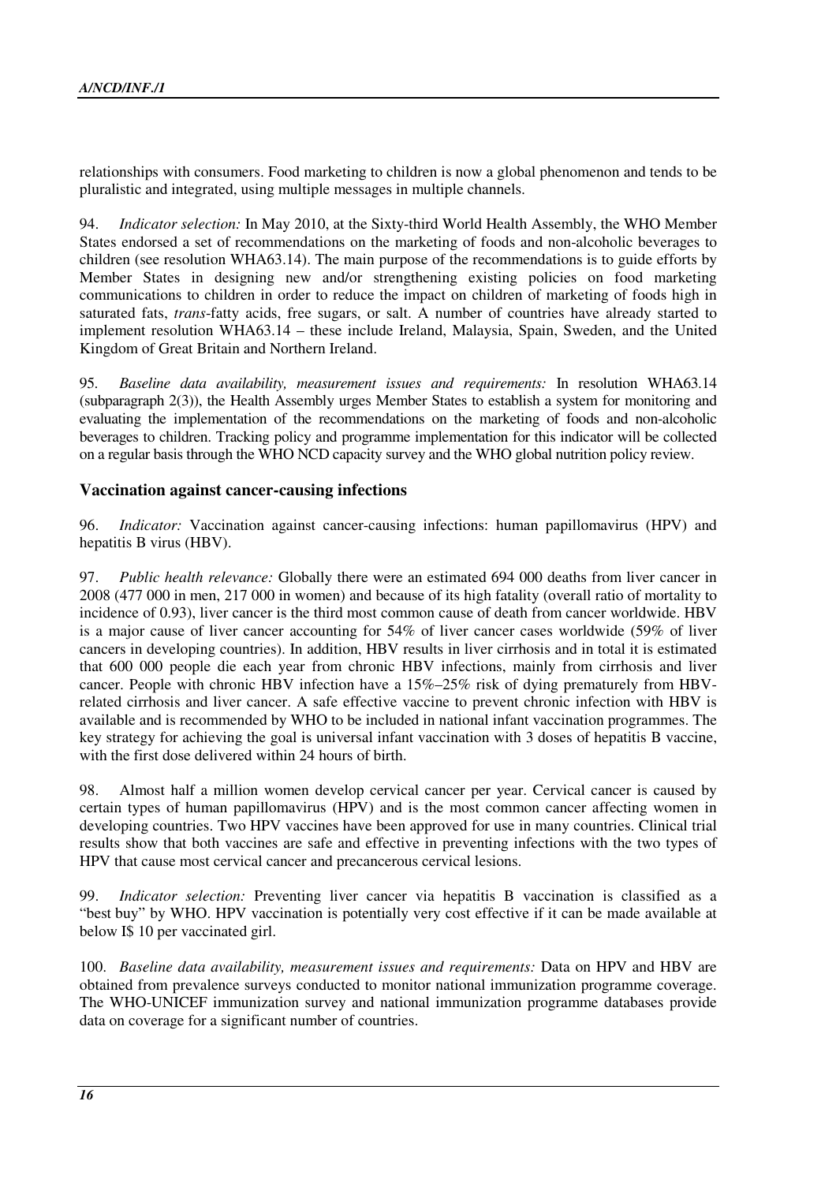relationships with consumers. Food marketing to children is now a global phenomenon and tends to be pluralistic and integrated, using multiple messages in multiple channels.

94. *Indicator selection:* In May 2010, at the Sixty-third World Health Assembly, the WHO Member States endorsed a set of recommendations on the marketing of foods and non-alcoholic beverages to children (see resolution WHA63.14). The main purpose of the recommendations is to guide efforts by Member States in designing new and/or strengthening existing policies on food marketing communications to children in order to reduce the impact on children of marketing of foods high in saturated fats, *trans*-fatty acids, free sugars, or salt. A number of countries have already started to implement resolution WHA63.14 – these include Ireland, Malaysia, Spain, Sweden, and the United Kingdom of Great Britain and Northern Ireland.

95. *Baseline data availability, measurement issues and requirements:* In resolution WHA63.14 (subparagraph 2(3)), the Health Assembly urges Member States to establish a system for monitoring and evaluating the implementation of the recommendations on the marketing of foods and non-alcoholic beverages to children. Tracking policy and programme implementation for this indicator will be collected on a regular basis through the WHO NCD capacity survey and the WHO global nutrition policy review.

### Vaccination against cancer-causing infections

96. *Indicator:* Vaccination against cancer-causing infections: human papillomavirus (HPV) and hepatitis B virus (HBV).

97. *Public health relevance:* Globally there were an estimated 694 000 deaths from liver cancer in 2008 (477 000 in men, 217 000 in women) and because of its high fatality (overall ratio of mortality to incidence of 0.93), liver cancer is the third most common cause of death from cancer worldwide. HBV is a major cause of liver cancer accounting for 54% of liver cancer cases worldwide (59% of liver cancers in developing countries). In addition, HBV results in liver cirrhosis and in total it is estimated that 600 000 people die each year from chronic HBV infections, mainly from cirrhosis and liver cancer. People with chronic HBV infection have a 15%–25% risk of dying prematurely from HBV-related cirrhosis and liver cancer. A safe effective vaccine to prevent chronic infection with HBV is available and is recommended by WHO to be included in national infant vaccination programmes. The key strategy for achieving the goal is universal infant vaccination with 3 doses of hepatitis B vaccine, with the first dose delivered within 24 hours of birth.

98. Almost half a million women develop cervical cancer per year. Cervical cancer is caused by certain types of human papillomavirus (HPV) and is the most common cancer affecting women in developing countries. Two HPV vaccines have been approved for use in many countries. Clinical trial results show that both vaccines are safe and effective in preventing infections with the two types of HPV that cause most cervical cancer and precancerous cervical lesions.

99. *Indicator selection:* Preventing liver cancer via hepatitis B vaccination is classified as a "best buy" by WHO. HPV vaccination is potentially very cost effective if it can be made available at below I$ 10 per vaccinated girl.

100. *Baseline data availability, measurement issues and requirements:* Data on HPV and HBV are obtained from prevalence surveys conducted to monitor national immunization programme coverage. The WHO-UNICEF immunization survey and national immunization programme databases provide data on coverage for a significant number of countries.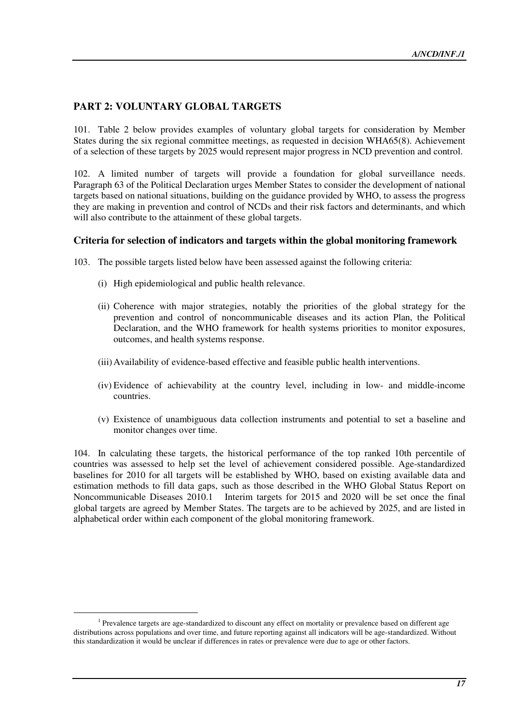## PART 2: VOLUNTARY GLOBAL TARGETS

101. Table 2 below provides examples of voluntary global targets for consideration by Member States during the six regional committee meetings, as requested in decision WHA65(8). Achievement of a selection of these targets by 2025 would represent major progress in NCD prevention and control.

102. A limited number of targets will provide a foundation for global surveillance needs. Paragraph 63 of the Political Declaration urges Member States to consider the development of national targets based on national situations, building on the guidance provided by WHO, to assess the progress they are making in prevention and control of NCDs and their risk factors and determinants, and which will also contribute to the attainment of these global targets.

### Criteria for selection of indicators and targets within the global monitoring framework

103. The possible targets listed below have been assessed against the following criteria:

(i) High epidemiological and public health relevance.

(ii) Coherence with major strategies, notably the priorities of the global strategy for the prevention and control of noncommunicable diseases and its action Plan, the Political Declaration, and the WHO framework for health systems priorities to monitor exposures, outcomes, and health systems response.

(iii) Availability of evidence-based effective and feasible public health interventions.

(iv) Evidence of achievability at the country level, including in low- and middle-income countries.

(v) Existence of unambiguous data collection instruments and potential to set a baseline and monitor changes over time.

104. In calculating these targets, the historical performance of the top ranked 10th percentile of countries was assessed to help set the level of achievement considered possible. Age-standardized baselines for 2010 for all targets will be established by WHO, based on existing available data and estimation methods to fill data gaps, such as those described in the WHO Global Status Report on Noncommunicable Diseases 2010.[1] Interim targets for 2015 and 2020 will be set once the final global targets are agreed by Member States. The targets are to be achieved by 2025, and are listed in alphabetical order within each component of the global monitoring framework.

[1] Prevalence targets are age-standardized to discount any effect on mortality or prevalence based on different age distributions across populations and over time, and future reporting against all indicators will be age-standardized. Without this standardization it would be unclear if differences in rates or prevalence were due to age or other factors.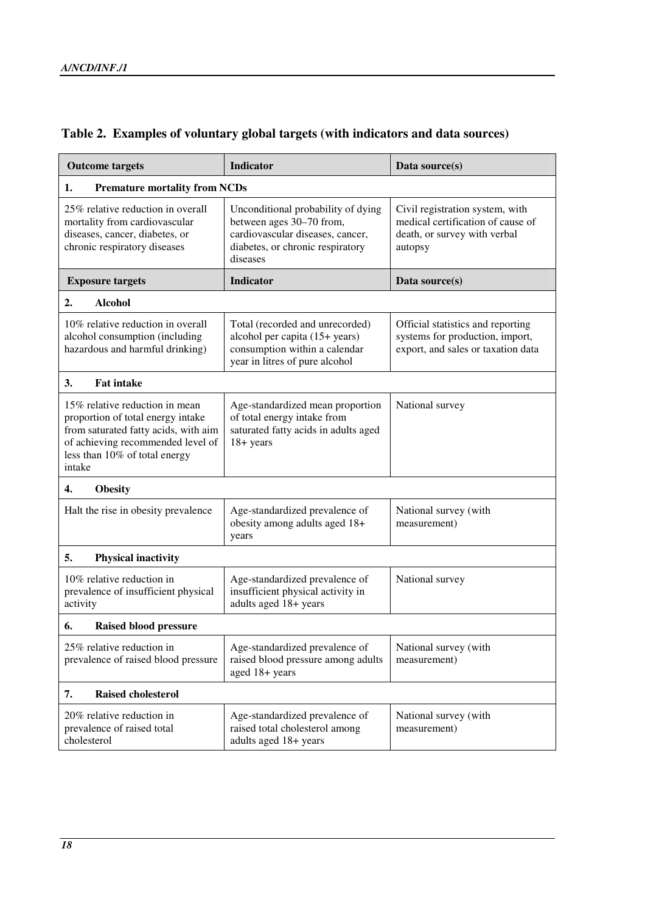**Table 2. Examples of voluntary global targets (with indicators and data sources)**

| Outcome targets | Indicator | Data source(s) |
|---|---|---|
| **1. Premature mortality from NCDs** | | |
| 25% relative reduction in overall mortality from cardiovascular diseases, cancer, diabetes, or chronic respiratory diseases | Unconditional probability of dying between ages 30–70 from, cardiovascular diseases, cancer, diabetes, or chronic respiratory diseases | Civil registration system, with medical certification of cause of death, or survey with verbal autopsy |
| **Exposure targets** | **Indicator** | **Data source(s)** |
| **2. Alcohol** | | |
| 10% relative reduction in overall alcohol consumption (including hazardous and harmful drinking) | Total (recorded and unrecorded) alcohol per capita (15+ years) consumption within a calendar year in litres of pure alcohol | Official statistics and reporting systems for production, import, export, and sales or taxation data |
| **3. Fat intake** | | |
| 15% relative reduction in mean proportion of total energy intake from saturated fatty acids, with aim of achieving recommended level of less than 10% of total energy intake | Age-standardized mean proportion of total energy intake from saturated fatty acids in adults aged 18+ years | National survey |
| **4. Obesity** | | |
| Halt the rise in obesity prevalence | Age-standardized prevalence of obesity among adults aged 18+ years | National survey (with measurement) |
| **5. Physical inactivity** | | |
| 10% relative reduction in prevalence of insufficient physical activity | Age-standardized prevalence of insufficient physical activity in adults aged 18+ years | National survey |
| **6. Raised blood pressure** | | |
| 25% relative reduction in prevalence of raised blood pressure | Age-standardized prevalence of raised blood pressure among adults aged 18+ years | National survey (with measurement) |
| **7. Raised cholesterol** | | |
| 20% relative reduction in prevalence of raised total cholesterol | Age-standardized prevalence of raised total cholesterol among adults aged 18+ years | National survey (with measurement) |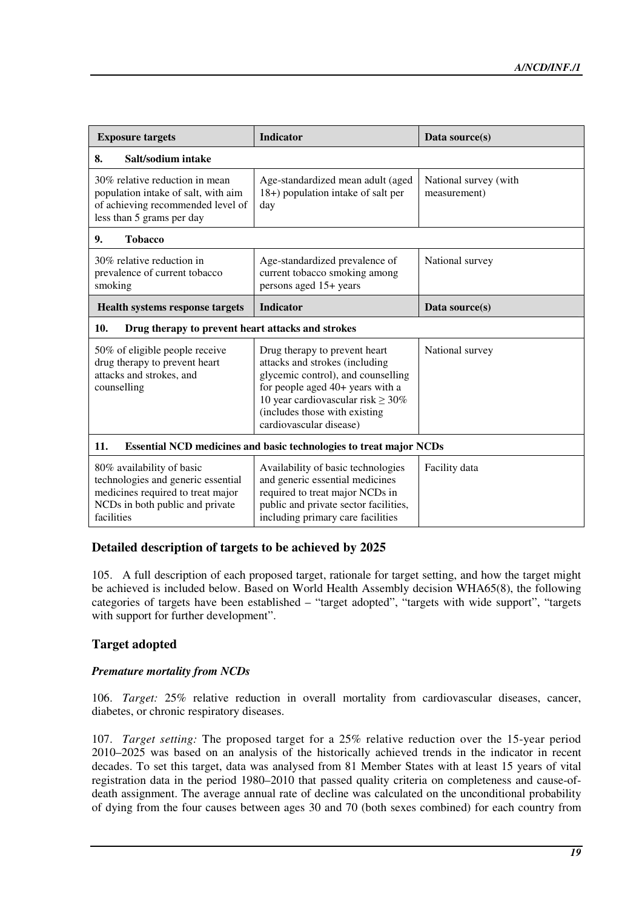| Exposure targets | Indicator | Data source(s) |
|---|---|---|
| **8. Salt/sodium intake** | | |
| 30% relative reduction in mean population intake of salt, with aim of achieving recommended level of less than 5 grams per day | Age-standardized mean adult (aged 18+) population intake of salt per day | National survey (with measurement) |
| **9. Tobacco** | | |
| 30% relative reduction in prevalence of current tobacco smoking | Age-standardized prevalence of current tobacco smoking among persons aged 15+ years | National survey |
| **Health systems response targets** | **Indicator** | **Data source(s)** |
| **10. Drug therapy to prevent heart attacks and strokes** | | |
| 50% of eligible people receive drug therapy to prevent heart attacks and strokes, and counselling | Drug therapy to prevent heart attacks and strokes (including glycemic control), and counselling for people aged 40+ years with a 10 year cardiovascular risk ≥ 30% (includes those with existing cardiovascular disease) | National survey |
| **11. Essential NCD medicines and basic technologies to treat major NCDs** | | |
| 80% availability of basic technologies and generic essential medicines required to treat major NCDs in both public and private facilities | Availability of basic technologies and generic essential medicines required to treat major NCDs in public and private sector facilities, including primary care facilities | Facility data |

## Detailed description of targets to be achieved by 2025

105. A full description of each proposed target, rationale for target setting, and how the target might be achieved is included below. Based on World Health Assembly decision WHA65(8), the following categories of targets have been established – "target adopted", "targets with wide support", "targets with support for further development".

## Target adopted

### *Premature mortality from NCDs*

106. *Target:* 25% relative reduction in overall mortality from cardiovascular diseases, cancer, diabetes, or chronic respiratory diseases.

107. *Target setting:* The proposed target for a 25% relative reduction over the 15-year period 2010–2025 was based on an analysis of the historically achieved trends in the indicator in recent decades. To set this target, data was analysed from 81 Member States with at least 15 years of vital registration data in the period 1980–2010 that passed quality criteria on completeness and cause-of-death assignment. The average annual rate of decline was calculated on the unconditional probability of dying from the four causes between ages 30 and 70 (both sexes combined) for each country from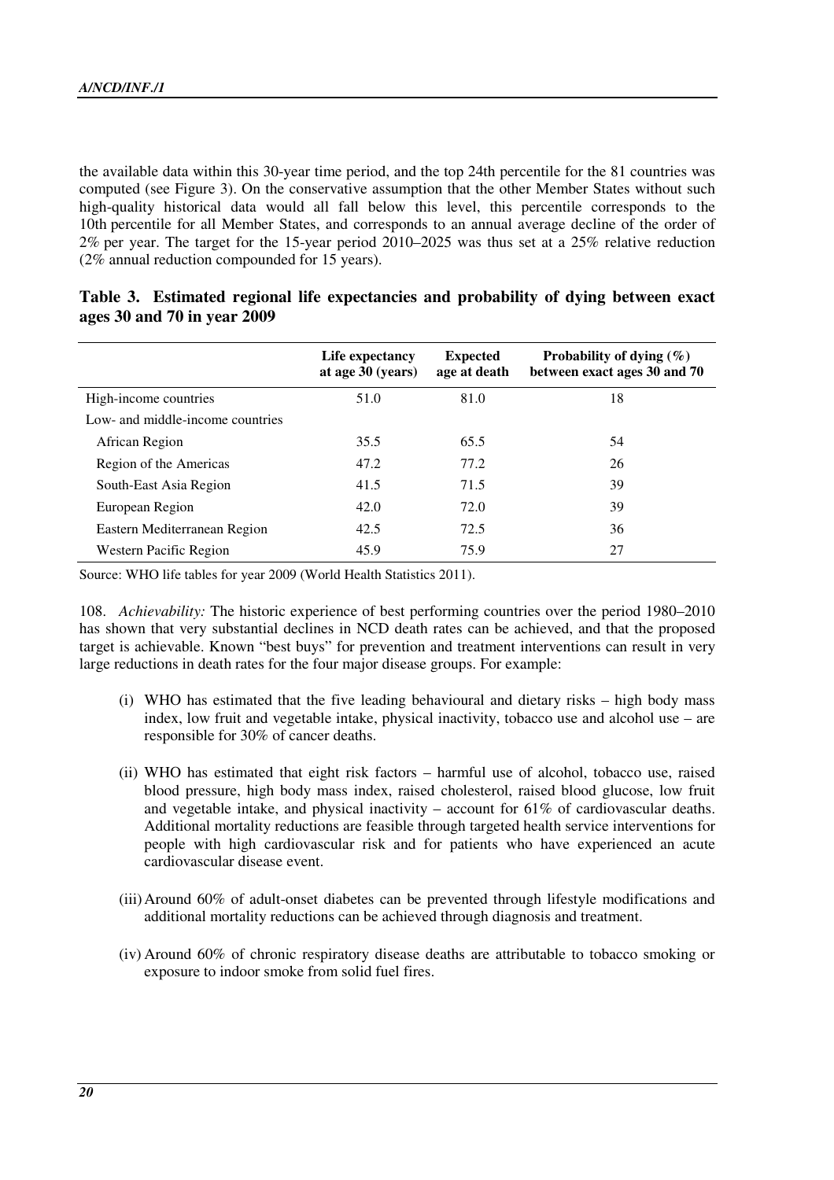the available data within this 30-year time period, and the top 24th percentile for the 81 countries was computed (see Figure 3). On the conservative assumption that the other Member States without such high-quality historical data would all fall below this level, this percentile corresponds to the 10th percentile for all Member States, and corresponds to an annual average decline of the order of 2% per year. The target for the 15-year period 2010–2025 was thus set at a 25% relative reduction (2% annual reduction compounded for 15 years).

**Table 3. Estimated regional life expectancies and probability of dying between exact ages 30 and 70 in year 2009**

| | Life expectancy at age 30 (years) | Expected age at death | Probability of dying (%) between exact ages 30 and 70 |
|---|---|---|---|
| High-income countries | 51.0 | 81.0 | 18 |
| Low- and middle-income countries | | | |
| African Region | 35.5 | 65.5 | 54 |
| Region of the Americas | 47.2 | 77.2 | 26 |
| South-East Asia Region | 41.5 | 71.5 | 39 |
| European Region | 42.0 | 72.0 | 39 |
| Eastern Mediterranean Region | 42.5 | 72.5 | 36 |
| Western Pacific Region | 45.9 | 75.9 | 27 |

Source: WHO life tables for year 2009 (World Health Statistics 2011).

108. *Achievability:* The historic experience of best performing countries over the period 1980–2010 has shown that very substantial declines in NCD death rates can be achieved, and that the proposed target is achievable. Known "best buys" for prevention and treatment interventions can result in very large reductions in death rates for the four major disease groups. For example:

(i) WHO has estimated that the five leading behavioural and dietary risks – high body mass index, low fruit and vegetable intake, physical inactivity, tobacco use and alcohol use – are responsible for 30% of cancer deaths.

(ii) WHO has estimated that eight risk factors – harmful use of alcohol, tobacco use, raised blood pressure, high body mass index, raised cholesterol, raised blood glucose, low fruit and vegetable intake, and physical inactivity – account for 61% of cardiovascular deaths. Additional mortality reductions are feasible through targeted health service interventions for people with high cardiovascular risk and for patients who have experienced an acute cardiovascular disease event.

(iii) Around 60% of adult-onset diabetes can be prevented through lifestyle modifications and additional mortality reductions can be achieved through diagnosis and treatment.

(iv) Around 60% of chronic respiratory disease deaths are attributable to tobacco smoking or exposure to indoor smoke from solid fuel fires.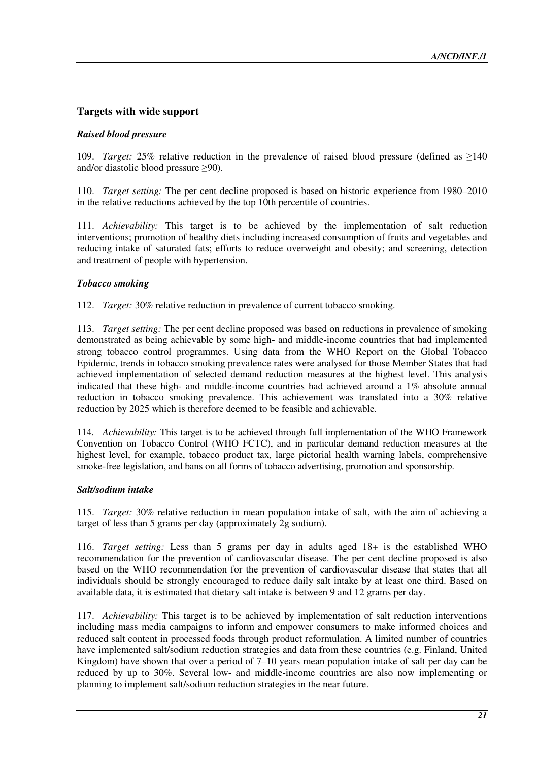## Targets with wide support

### *Raised blood pressure*

109. *Target:* 25% relative reduction in the prevalence of raised blood pressure (defined as ≥140 and/or diastolic blood pressure ≥90).

110. *Target setting:* The per cent decline proposed is based on historic experience from 1980–2010 in the relative reductions achieved by the top 10th percentile of countries.

111. *Achievability:* This target is to be achieved by the implementation of salt reduction interventions; promotion of healthy diets including increased consumption of fruits and vegetables and reducing intake of saturated fats; efforts to reduce overweight and obesity; and screening, detection and treatment of people with hypertension.

### *Tobacco smoking*

112. *Target:* 30% relative reduction in prevalence of current tobacco smoking.

113. *Target setting:* The per cent decline proposed was based on reductions in prevalence of smoking demonstrated as being achievable by some high- and middle-income countries that had implemented strong tobacco control programmes. Using data from the WHO Report on the Global Tobacco Epidemic, trends in tobacco smoking prevalence rates were analysed for those Member States that had achieved implementation of selected demand reduction measures at the highest level. This analysis indicated that these high- and middle-income countries had achieved around a 1% absolute annual reduction in tobacco smoking prevalence. This achievement was translated into a 30% relative reduction by 2025 which is therefore deemed to be feasible and achievable.

114. *Achievability:* This target is to be achieved through full implementation of the WHO Framework Convention on Tobacco Control (WHO FCTC), and in particular demand reduction measures at the highest level, for example, tobacco product tax, large pictorial health warning labels, comprehensive smoke-free legislation, and bans on all forms of tobacco advertising, promotion and sponsorship.

### *Salt/sodium intake*

115. *Target:* 30% relative reduction in mean population intake of salt, with the aim of achieving a target of less than 5 grams per day (approximately 2g sodium).

116. *Target setting:* Less than 5 grams per day in adults aged 18+ is the established WHO recommendation for the prevention of cardiovascular disease. The per cent decline proposed is also based on the WHO recommendation for the prevention of cardiovascular disease that states that all individuals should be strongly encouraged to reduce daily salt intake by at least one third. Based on available data, it is estimated that dietary salt intake is between 9 and 12 grams per day.

117. *Achievability:* This target is to be achieved by implementation of salt reduction interventions including mass media campaigns to inform and empower consumers to make informed choices and reduced salt content in processed foods through product reformulation. A limited number of countries have implemented salt/sodium reduction strategies and data from these countries (e.g. Finland, United Kingdom) have shown that over a period of 7–10 years mean population intake of salt per day can be reduced by up to 30%. Several low- and middle-income countries are also now implementing or planning to implement salt/sodium reduction strategies in the near future.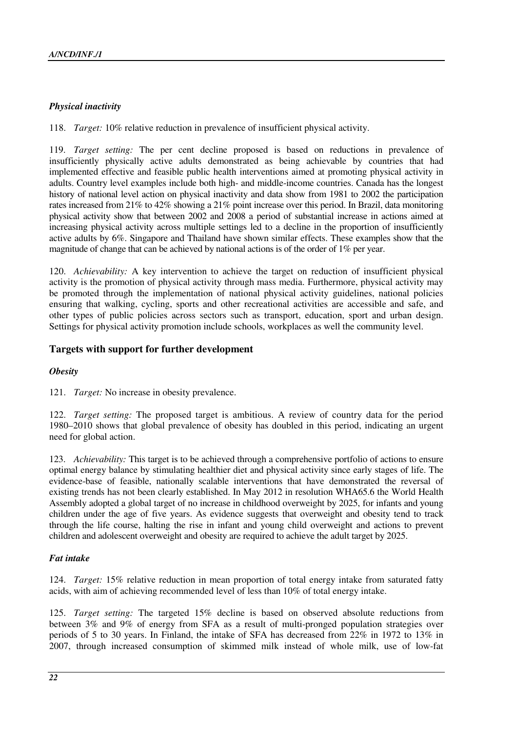### *Physical inactivity*

118. *Target:* 10% relative reduction in prevalence of insufficient physical activity.

119. *Target setting:* The per cent decline proposed is based on reductions in prevalence of insufficiently physically active adults demonstrated as being achievable by countries that had implemented effective and feasible public health interventions aimed at promoting physical activity in adults. Country level examples include both high- and middle-income countries. Canada has the longest history of national level action on physical inactivity and data show from 1981 to 2002 the participation rates increased from 21% to 42% showing a 21% point increase over this period. In Brazil, data monitoring physical activity show that between 2002 and 2008 a period of substantial increase in actions aimed at increasing physical activity across multiple settings led to a decline in the proportion of insufficiently active adults by 6%. Singapore and Thailand have shown similar effects. These examples show that the magnitude of change that can be achieved by national actions is of the order of 1% per year.

120. *Achievability:* A key intervention to achieve the target on reduction of insufficient physical activity is the promotion of physical activity through mass media. Furthermore, physical activity may be promoted through the implementation of national physical activity guidelines, national policies ensuring that walking, cycling, sports and other recreational activities are accessible and safe, and other types of public policies across sectors such as transport, education, sport and urban design. Settings for physical activity promotion include schools, workplaces as well the community level.

## Targets with support for further development

### *Obesity*

121. *Target:* No increase in obesity prevalence.

122. *Target setting:* The proposed target is ambitious. A review of country data for the period 1980–2010 shows that global prevalence of obesity has doubled in this period, indicating an urgent need for global action.

123. *Achievability:* This target is to be achieved through a comprehensive portfolio of actions to ensure optimal energy balance by stimulating healthier diet and physical activity since early stages of life. The evidence-base of feasible, nationally scalable interventions that have demonstrated the reversal of existing trends has not been clearly established. In May 2012 in resolution WHA65.6 the World Health Assembly adopted a global target of no increase in childhood overweight by 2025, for infants and young children under the age of five years. As evidence suggests that overweight and obesity tend to track through the life course, halting the rise in infant and young child overweight and actions to prevent children and adolescent overweight and obesity are required to achieve the adult target by 2025.

### *Fat intake*

124. *Target:* 15% relative reduction in mean proportion of total energy intake from saturated fatty acids, with aim of achieving recommended level of less than 10% of total energy intake.

125. *Target setting:* The targeted 15% decline is based on observed absolute reductions from between 3% and 9% of energy from SFA as a result of multi-pronged population strategies over periods of 5 to 30 years. In Finland, the intake of SFA has decreased from 22% in 1972 to 13% in 2007, through increased consumption of skimmed milk instead of whole milk, use of low-fat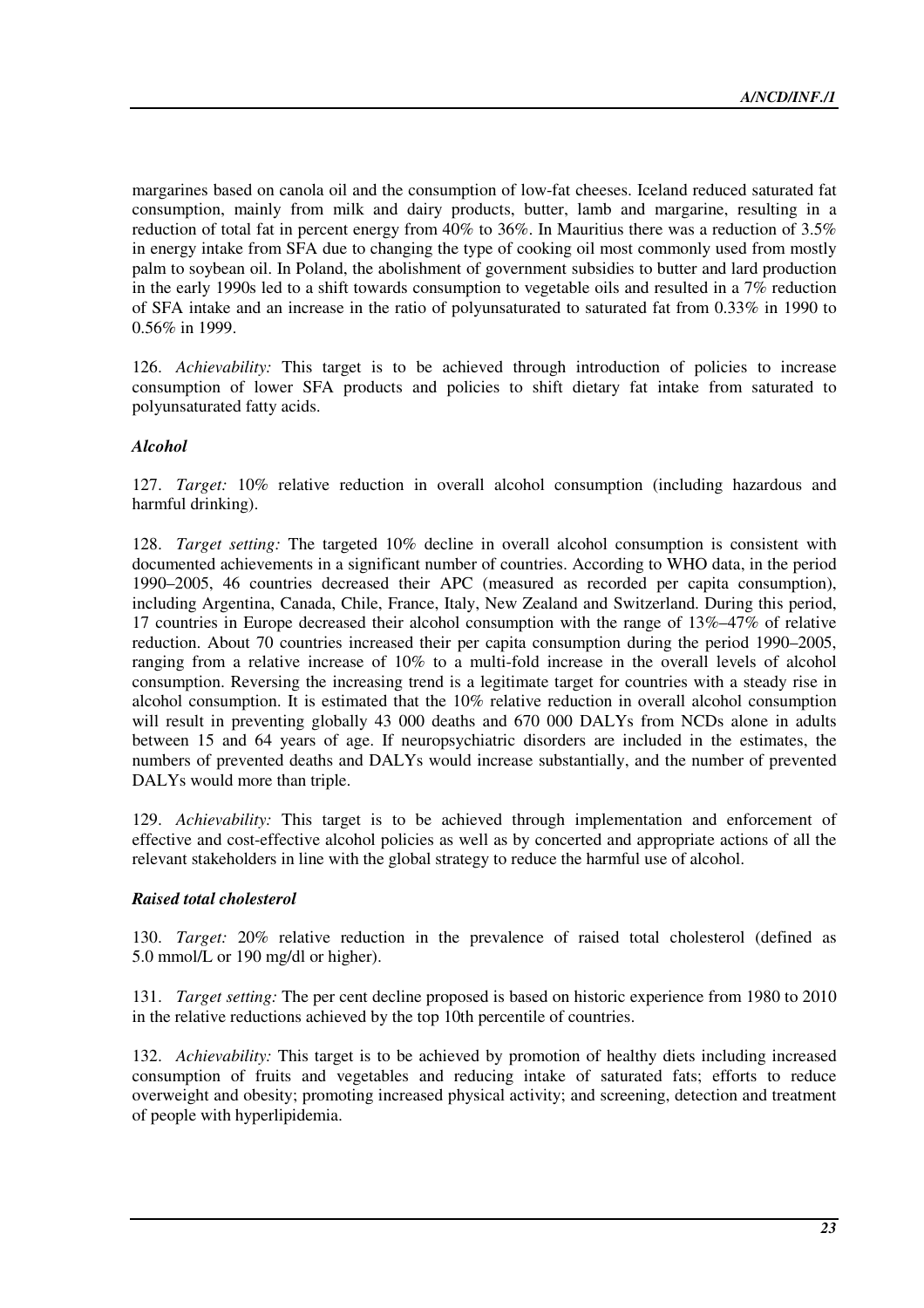margarines based on canola oil and the consumption of low-fat cheeses. Iceland reduced saturated fat consumption, mainly from milk and dairy products, butter, lamb and margarine, resulting in a reduction of total fat in percent energy from 40% to 36%. In Mauritius there was a reduction of 3.5% in energy intake from SFA due to changing the type of cooking oil most commonly used from mostly palm to soybean oil. In Poland, the abolishment of government subsidies to butter and lard production in the early 1990s led to a shift towards consumption to vegetable oils and resulted in a 7% reduction of SFA intake and an increase in the ratio of polyunsaturated to saturated fat from 0.33% in 1990 to 0.56% in 1999.

126. *Achievability:* This target is to be achieved through introduction of policies to increase consumption of lower SFA products and policies to shift dietary fat intake from saturated to polyunsaturated fatty acids.

### *Alcohol*

127. *Target:* 10% relative reduction in overall alcohol consumption (including hazardous and harmful drinking).

128. *Target setting:* The targeted 10% decline in overall alcohol consumption is consistent with documented achievements in a significant number of countries. According to WHO data, in the period 1990–2005, 46 countries decreased their APC (measured as recorded per capita consumption), including Argentina, Canada, Chile, France, Italy, New Zealand and Switzerland. During this period, 17 countries in Europe decreased their alcohol consumption with the range of 13%–47% of relative reduction. About 70 countries increased their per capita consumption during the period 1990–2005, ranging from a relative increase of 10% to a multi-fold increase in the overall levels of alcohol consumption. Reversing the increasing trend is a legitimate target for countries with a steady rise in alcohol consumption. It is estimated that the 10% relative reduction in overall alcohol consumption will result in preventing globally 43 000 deaths and 670 000 DALYs from NCDs alone in adults between 15 and 64 years of age. If neuropsychiatric disorders are included in the estimates, the numbers of prevented deaths and DALYs would increase substantially, and the number of prevented DALYs would more than triple.

129. *Achievability:* This target is to be achieved through implementation and enforcement of effective and cost-effective alcohol policies as well as by concerted and appropriate actions of all the relevant stakeholders in line with the global strategy to reduce the harmful use of alcohol.

### *Raised total cholesterol*

130. *Target:* 20% relative reduction in the prevalence of raised total cholesterol (defined as 5.0 mmol/L or 190 mg/dl or higher).

131. *Target setting:* The per cent decline proposed is based on historic experience from 1980 to 2010 in the relative reductions achieved by the top 10th percentile of countries.

132. *Achievability:* This target is to be achieved by promotion of healthy diets including increased consumption of fruits and vegetables and reducing intake of saturated fats; efforts to reduce overweight and obesity; promoting increased physical activity; and screening, detection and treatment of people with hyperlipidemia.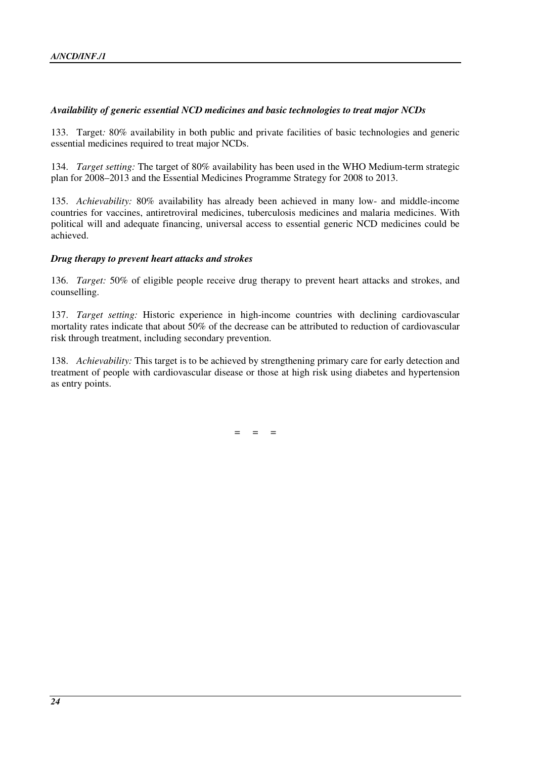***Availability of generic essential NCD medicines and basic technologies to treat major NCDs***

133. Target*:* 80% availability in both public and private facilities of basic technologies and generic essential medicines required to treat major NCDs.

134. *Target setting:* The target of 80% availability has been used in the WHO Medium-term strategic plan for 2008–2013 and the Essential Medicines Programme Strategy for 2008 to 2013.

135. *Achievability:* 80% availability has already been achieved in many low- and middle-income countries for vaccines, antiretroviral medicines, tuberculosis medicines and malaria medicines. With political will and adequate financing, universal access to essential generic NCD medicines could be achieved.

***Drug therapy to prevent heart attacks and strokes***

136. *Target:* 50% of eligible people receive drug therapy to prevent heart attacks and strokes, and counselling.

137. *Target setting:* Historic experience in high-income countries with declining cardiovascular mortality rates indicate that about 50% of the decrease can be attributed to reduction of cardiovascular risk through treatment, including secondary prevention.

138. *Achievability:* This target is to be achieved by strengthening primary care for early detection and treatment of people with cardiovascular disease or those at high risk using diabetes and hypertension as entry points.

= = =